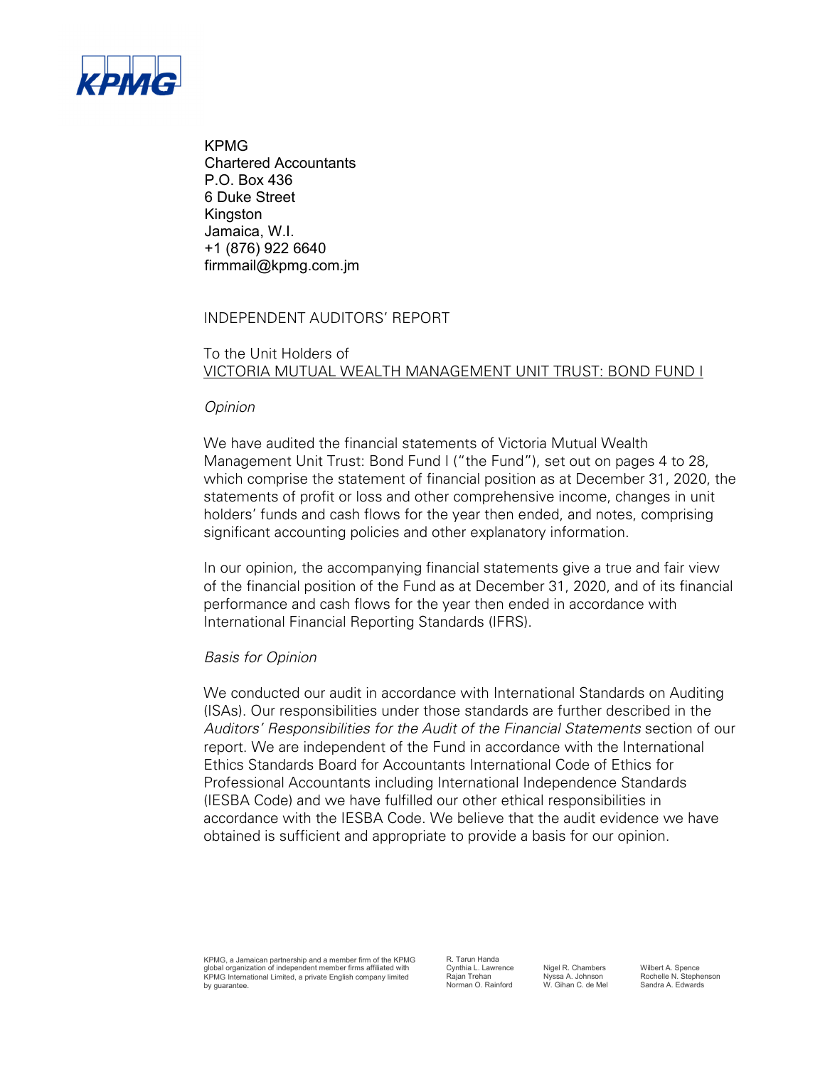KPMG
Chartered Accountants
P.O. Box 436
6 Duke Street
Kingston
Jamaica, W.I.
+1 (876) 922 6640
firmmail@kpmg.com.jm

# INDEPENDENT AUDITORS' REPORT

To the Unit Holders of
VICTORIA MUTUAL WEALTH MANAGEMENT UNIT TRUST: BOND FUND I

*Opinion*

We have audited the financial statements of Victoria Mutual Wealth Management Unit Trust: Bond Fund I ("the Fund"), set out on pages 4 to 28, which comprise the statement of financial position as at December 31, 2020, the statements of profit or loss and other comprehensive income, changes in unit holders' funds and cash flows for the year then ended, and notes, comprising significant accounting policies and other explanatory information.

In our opinion, the accompanying financial statements give a true and fair view of the financial position of the Fund as at December 31, 2020, and of its financial performance and cash flows for the year then ended in accordance with International Financial Reporting Standards (IFRS).

*Basis for Opinion*

We conducted our audit in accordance with International Standards on Auditing (ISAs). Our responsibilities under those standards are further described in the *Auditors' Responsibilities for the Audit of the Financial Statements* section of our report. We are independent of the Fund in accordance with the International Ethics Standards Board for Accountants International Code of Ethics for Professional Accountants including International Independence Standards (IESBA Code) and we have fulfilled our other ethical responsibilities in accordance with the IESBA Code. We believe that the audit evidence we have obtained is sufficient and appropriate to provide a basis for our opinion.

KPMG, a Jamaican partnership and a member firm of the KPMG global organization of independent member firms affiliated with KPMG International Limited, a private English company limited by guarantee.

R. Tarun Handa
Cynthia L. Lawrence
Rajan Trehan
Norman O. Rainford
Nigel R. Chambers
Nyssa A. Johnson
W. Gihan C. de Mel
Wilbert A. Spence
Rochelle N. Stephenson
Sandra A. Edwards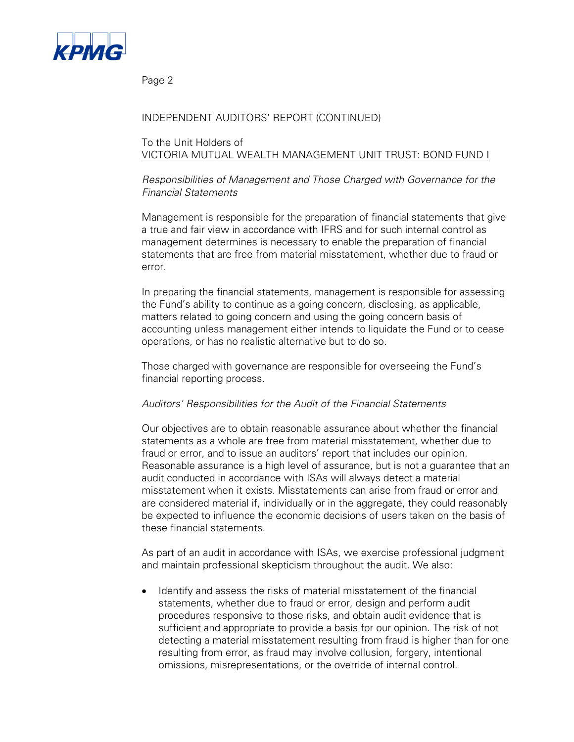INDEPENDENT AUDITORS' REPORT (CONTINUED)

To the Unit Holders of
VICTORIA MUTUAL WEALTH MANAGEMENT UNIT TRUST: BOND FUND I

*Responsibilities of Management and Those Charged with Governance for the Financial Statements*

Management is responsible for the preparation of financial statements that give a true and fair view in accordance with IFRS and for such internal control as management determines is necessary to enable the preparation of financial statements that are free from material misstatement, whether due to fraud or error.

In preparing the financial statements, management is responsible for assessing the Fund's ability to continue as a going concern, disclosing, as applicable, matters related to going concern and using the going concern basis of accounting unless management either intends to liquidate the Fund or to cease operations, or has no realistic alternative but to do so.

Those charged with governance are responsible for overseeing the Fund's financial reporting process.

*Auditors' Responsibilities for the Audit of the Financial Statements*

Our objectives are to obtain reasonable assurance about whether the financial statements as a whole are free from material misstatement, whether due to fraud or error, and to issue an auditors' report that includes our opinion. Reasonable assurance is a high level of assurance, but is not a guarantee that an audit conducted in accordance with ISAs will always detect a material misstatement when it exists. Misstatements can arise from fraud or error and are considered material if, individually or in the aggregate, they could reasonably be expected to influence the economic decisions of users taken on the basis of these financial statements.

As part of an audit in accordance with ISAs, we exercise professional judgment and maintain professional skepticism throughout the audit. We also:

- Identify and assess the risks of material misstatement of the financial statements, whether due to fraud or error, design and perform audit procedures responsive to those risks, and obtain audit evidence that is sufficient and appropriate to provide a basis for our opinion. The risk of not detecting a material misstatement resulting from fraud is higher than for one resulting from error, as fraud may involve collusion, forgery, intentional omissions, misrepresentations, or the override of internal control.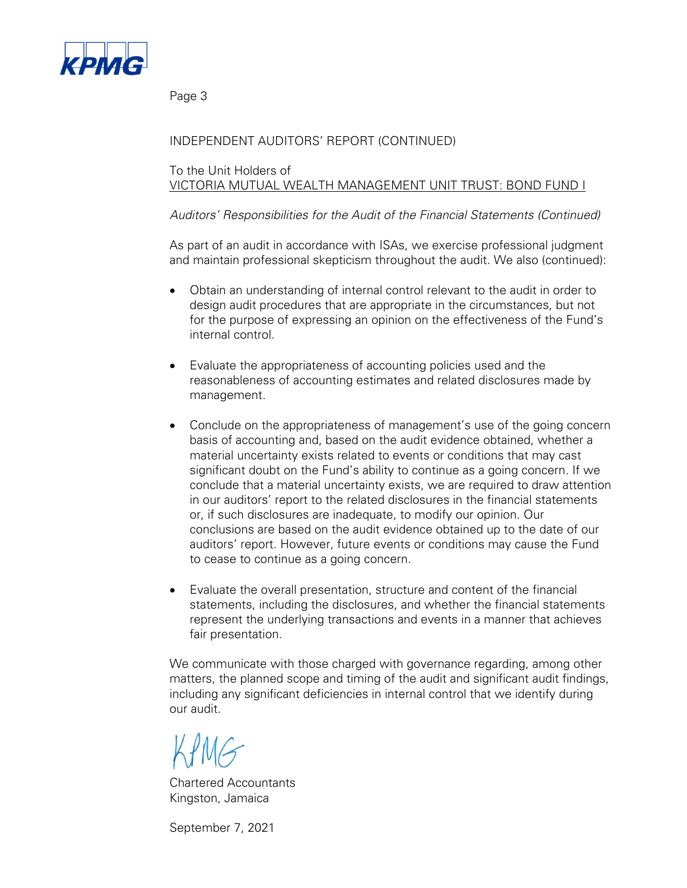INDEPENDENT AUDITORS' REPORT (CONTINUED)

To the Unit Holders of
VICTORIA MUTUAL WEALTH MANAGEMENT UNIT TRUST: BOND FUND I

*Auditors' Responsibilities for the Audit of the Financial Statements (Continued)*

As part of an audit in accordance with ISAs, we exercise professional judgment and maintain professional skepticism throughout the audit. We also (continued):

- Obtain an understanding of internal control relevant to the audit in order to design audit procedures that are appropriate in the circumstances, but not for the purpose of expressing an opinion on the effectiveness of the Fund's internal control.

- Evaluate the appropriateness of accounting policies used and the reasonableness of accounting estimates and related disclosures made by management.

- Conclude on the appropriateness of management's use of the going concern basis of accounting and, based on the audit evidence obtained, whether a material uncertainty exists related to events or conditions that may cast significant doubt on the Fund's ability to continue as a going concern. If we conclude that a material uncertainty exists, we are required to draw attention in our auditors' report to the related disclosures in the financial statements or, if such disclosures are inadequate, to modify our opinion. Our conclusions are based on the audit evidence obtained up to the date of our auditors' report. However, future events or conditions may cause the Fund to cease to continue as a going concern.

- Evaluate the overall presentation, structure and content of the financial statements, including the disclosures, and whether the financial statements represent the underlying transactions and events in a manner that achieves fair presentation.

We communicate with those charged with governance regarding, among other matters, the planned scope and timing of the audit and significant audit findings, including any significant deficiencies in internal control that we identify during our audit.

KPMG

Chartered Accountants
Kingston, Jamaica

September 7, 2021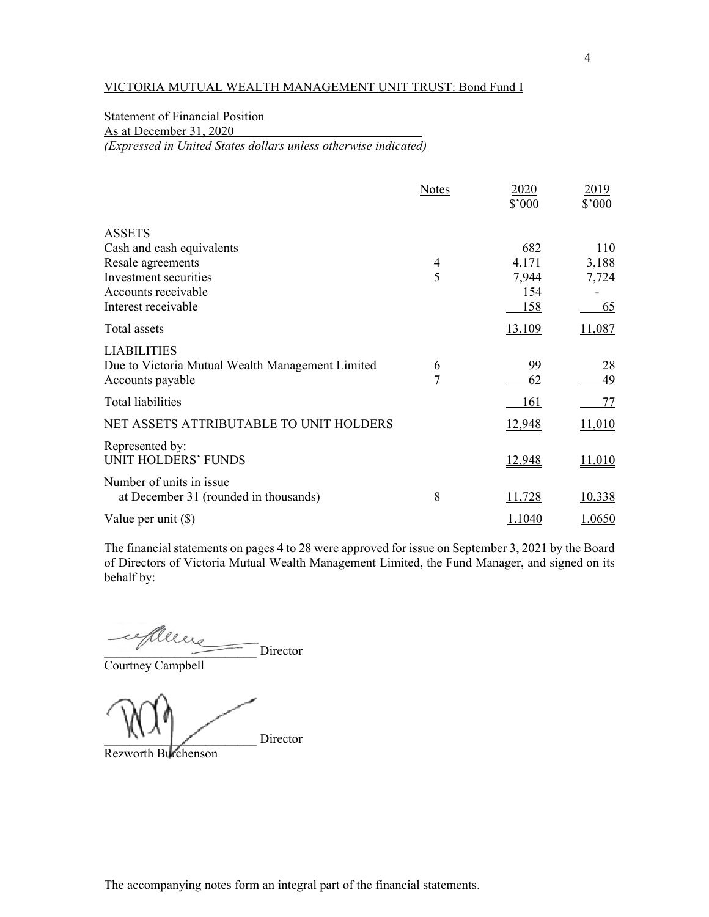VICTORIA MUTUAL WEALTH MANAGEMENT UNIT TRUST: Bond Fund I

Statement of Financial Position
As at December 31, 2020
*(Expressed in United States dollars unless otherwise indicated)*

| | Notes | 2020 $'000 | 2019 $'000 |
|---|---|---|---|
| ASSETS | | | |
| Cash and cash equivalents | | 682 | 110 |
| Resale agreements | 4 | 4,171 | 3,188 |
| Investment securities | 5 | 7,944 | 7,724 |
| Accounts receivable | | 154 | - |
| Interest receivable | | 158 | 65 |
| Total assets | | 13,109 | 11,087 |
| LIABILITIES | | | |
| Due to Victoria Mutual Wealth Management Limited | 6 | 99 | 28 |
| Accounts payable | 7 | 62 | 49 |
| Total liabilities | | 161 | 77 |
| NET ASSETS ATTRIBUTABLE TO UNIT HOLDERS | | 12,948 | 11,010 |
| Represented by: UNIT HOLDERS' FUNDS | | 12,948 | 11,010 |
| Number of units in issue at December 31 (rounded in thousands) | 8 | 11,728 | 10,338 |
| Value per unit ($) | | 1.1040 | 1.0650 |

The financial statements on pages 4 to 28 were approved for issue on September 3, 2021 by the Board of Directors of Victoria Mutual Wealth Management Limited, the Fund Manager, and signed on its behalf by:

\_\_\_\_\_\_\_\_\_\_\_\_\_\_\_\_\_\_\_\_\_\_\_\_ Director
Courtney Campbell

\_\_\_\_\_\_\_\_\_\_\_\_\_\_\_\_\_\_\_\_\_\_\_\_ Director
Rezworth Burchenson

The accompanying notes form an integral part of the financial statements.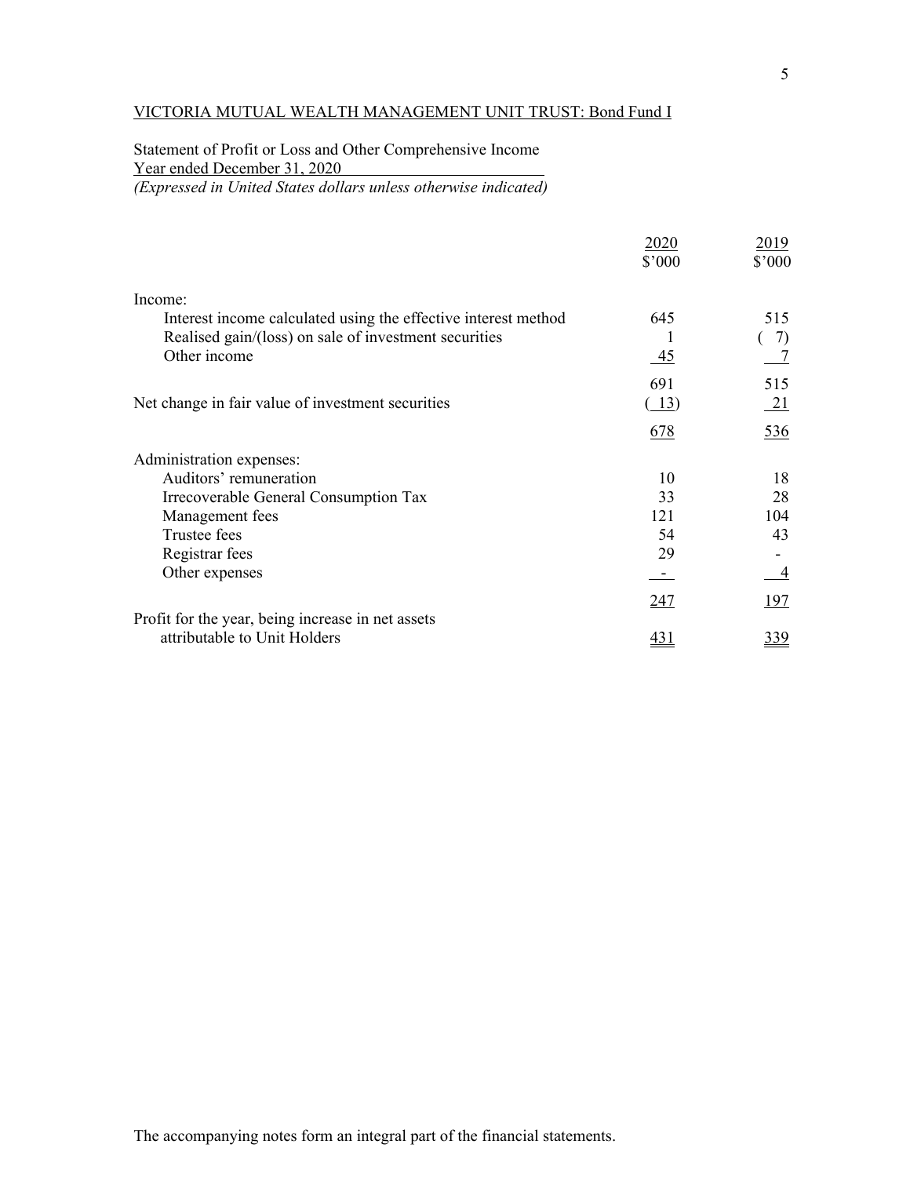VICTORIA MUTUAL WEALTH MANAGEMENT UNIT TRUST: Bond Fund I

Statement of Profit or Loss and Other Comprehensive Income
Year ended December 31, 2020
*(Expressed in United States dollars unless otherwise indicated)*

| | 2020<br>$'000 | 2019<br>$'000 |
|---|---|---|
| Income: | | |
| Interest income calculated using the effective interest method | 645 | 515 |
| Realised gain/(loss) on sale of investment securities | 1 | ( 7) |
| Other income | 45 | 7 |
| | 691 | 515 |
| Net change in fair value of investment securities | ( 13) | 21 |
| | 678 | 536 |
| Administration expenses: | | |
| Auditors' remuneration | 10 | 18 |
| Irrecoverable General Consumption Tax | 33 | 28 |
| Management fees | 121 | 104 |
| Trustee fees | 54 | 43 |
| Registrar fees | 29 | - |
| Other expenses | - | 4 |
| | 247 | 197 |
| Profit for the year, being increase in net assets attributable to Unit Holders | 431 | 339 |

The accompanying notes form an integral part of the financial statements.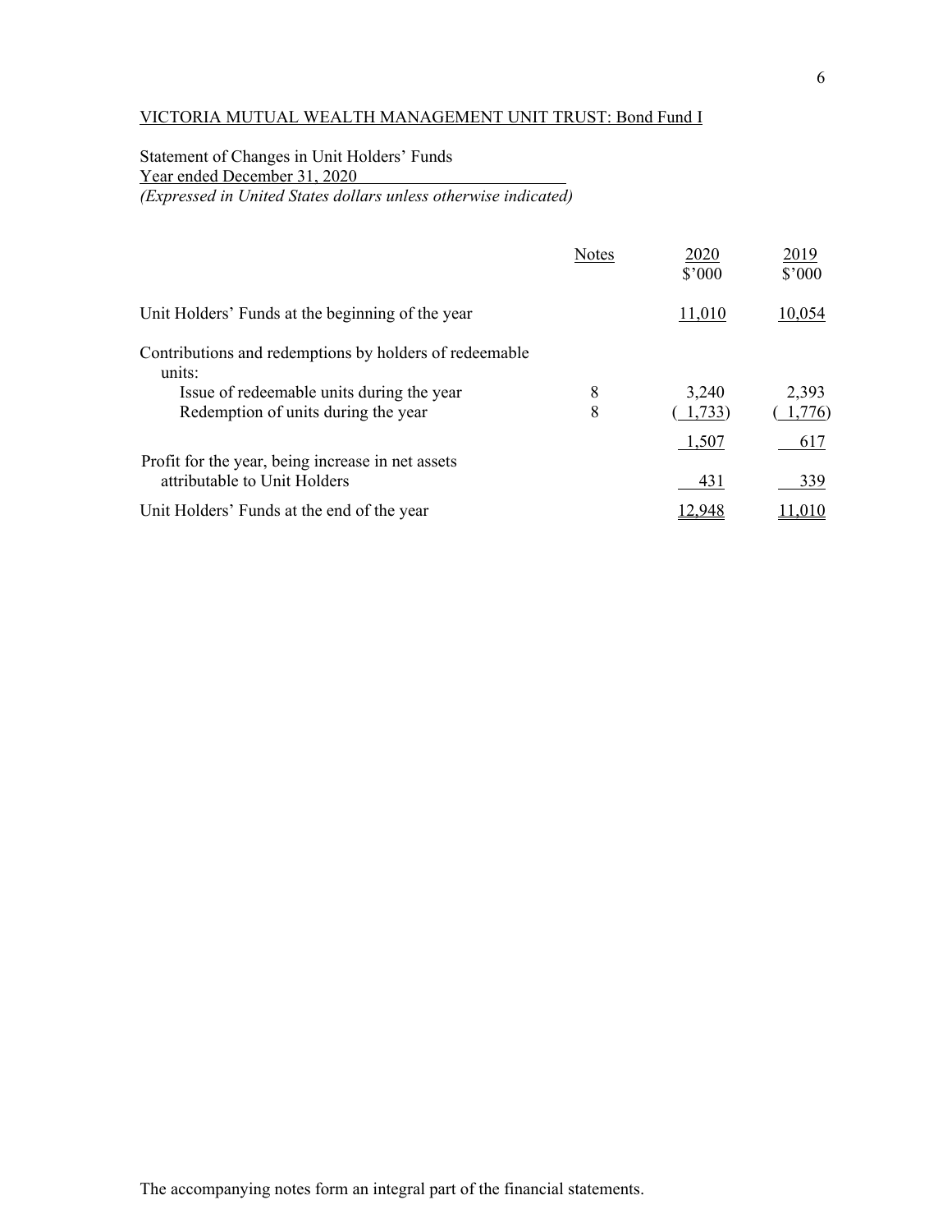VICTORIA MUTUAL WEALTH MANAGEMENT UNIT TRUST: Bond Fund I

Statement of Changes in Unit Holders' Funds
Year ended December 31, 2020
*(Expressed in United States dollars unless otherwise indicated)*

| | Notes | 2020<br>$'000 | 2019<br>$'000 |
|---|---|---|---|
| Unit Holders' Funds at the beginning of the year | | 11,010 | 10,054 |
| Contributions and redemptions by holders of redeemable units: | | | |
| Issue of redeemable units during the year | 8 | 3,240 | 2,393 |
| Redemption of units during the year | 8 | ( 1,733) | ( 1,776) |
| | | 1,507 | 617 |
| Profit for the year, being increase in net assets attributable to Unit Holders | | 431 | 339 |
| Unit Holders' Funds at the end of the year | | 12,948 | 11,010 |

The accompanying notes form an integral part of the financial statements.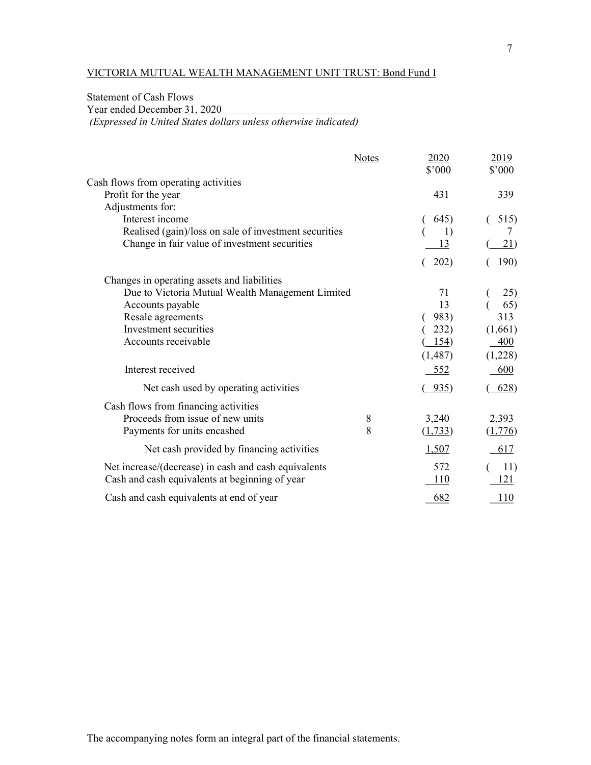VICTORIA MUTUAL WEALTH MANAGEMENT UNIT TRUST: Bond Fund I

Statement of Cash Flows
Year ended December 31, 2020
*(Expressed in United States dollars unless otherwise indicated)*

| | Notes | 2020 $'000 | 2019 $'000 |
|---|---|---|---|
| Cash flows from operating activities | | | |
| Profit for the year | | 431 | 339 |
| Adjustments for: | | | |
| Interest income | | ( 645) | ( 515) |
| Realised (gain)/loss on sale of investment securities | | ( 1) | 7 |
| Change in fair value of investment securities | | 13 | ( 21) |
| | | ( 202) | ( 190) |
| Changes in operating assets and liabilities | | | |
| Due to Victoria Mutual Wealth Management Limited | | 71 | ( 25) |
| Accounts payable | | 13 | ( 65) |
| Resale agreements | | ( 983) | 313 |
| Investment securities | | ( 232) | (1,661) |
| Accounts receivable | | ( 154) | 400 |
| | | (1,487) | (1,228) |
| Interest received | | 552 | 600 |
| Net cash used by operating activities | | ( 935) | ( 628) |
| Cash flows from financing activities | | | |
| Proceeds from issue of new units | 8 | 3,240 | 2,393 |
| Payments for units encashed | 8 | (1,733) | (1,776) |
| Net cash provided by financing activities | | 1,507 | 617 |
| Net increase/(decrease) in cash and cash equivalents | | 572 | ( 11) |
| Cash and cash equivalents at beginning of year | | 110 | 121 |
| Cash and cash equivalents at end of year | | 682 | 110 |

The accompanying notes form an integral part of the financial statements.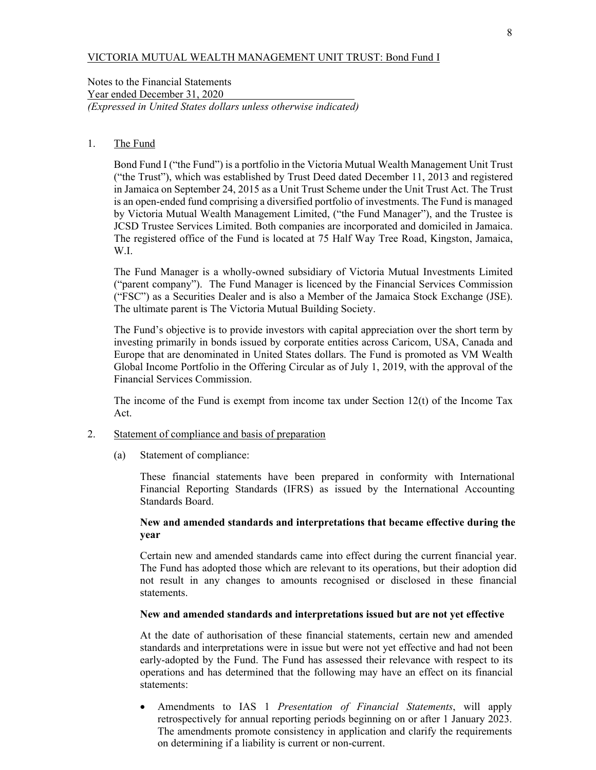VICTORIA MUTUAL WEALTH MANAGEMENT UNIT TRUST: Bond Fund I

Notes to the Financial Statements
Year ended December 31, 2020
*(Expressed in United States dollars unless otherwise indicated)*

1. The Fund

   Bond Fund I ("the Fund") is a portfolio in the Victoria Mutual Wealth Management Unit Trust ("the Trust"), which was established by Trust Deed dated December 11, 2013 and registered in Jamaica on September 24, 2015 as a Unit Trust Scheme under the Unit Trust Act. The Trust is an open-ended fund comprising a diversified portfolio of investments. The Fund is managed by Victoria Mutual Wealth Management Limited, ("the Fund Manager"), and the Trustee is JCSD Trustee Services Limited. Both companies are incorporated and domiciled in Jamaica. The registered office of the Fund is located at 75 Half Way Tree Road, Kingston, Jamaica, W.I.

   The Fund Manager is a wholly-owned subsidiary of Victoria Mutual Investments Limited ("parent company"). The Fund Manager is licenced by the Financial Services Commission ("FSC") as a Securities Dealer and is also a Member of the Jamaica Stock Exchange (JSE). The ultimate parent is The Victoria Mutual Building Society.

   The Fund's objective is to provide investors with capital appreciation over the short term by investing primarily in bonds issued by corporate entities across Caricom, USA, Canada and Europe that are denominated in United States dollars. The Fund is promoted as VM Wealth Global Income Portfolio in the Offering Circular as of July 1, 2019, with the approval of the Financial Services Commission.

   The income of the Fund is exempt from income tax under Section 12(t) of the Income Tax Act.

2. Statement of compliance and basis of preparation

   (a) Statement of compliance:

   These financial statements have been prepared in conformity with International Financial Reporting Standards (IFRS) as issued by the International Accounting Standards Board.

   **New and amended standards and interpretations that became effective during the year**

   Certain new and amended standards came into effect during the current financial year. The Fund has adopted those which are relevant to its operations, but their adoption did not result in any changes to amounts recognised or disclosed in these financial statements.

   **New and amended standards and interpretations issued but are not yet effective**

   At the date of authorisation of these financial statements, certain new and amended standards and interpretations were in issue but were not yet effective and had not been early-adopted by the Fund. The Fund has assessed their relevance with respect to its operations and has determined that the following may have an effect on its financial statements:

   - Amendments to IAS 1 *Presentation of Financial Statements*, will apply retrospectively for annual reporting periods beginning on or after 1 January 2023. The amendments promote consistency in application and clarify the requirements on determining if a liability is current or non-current.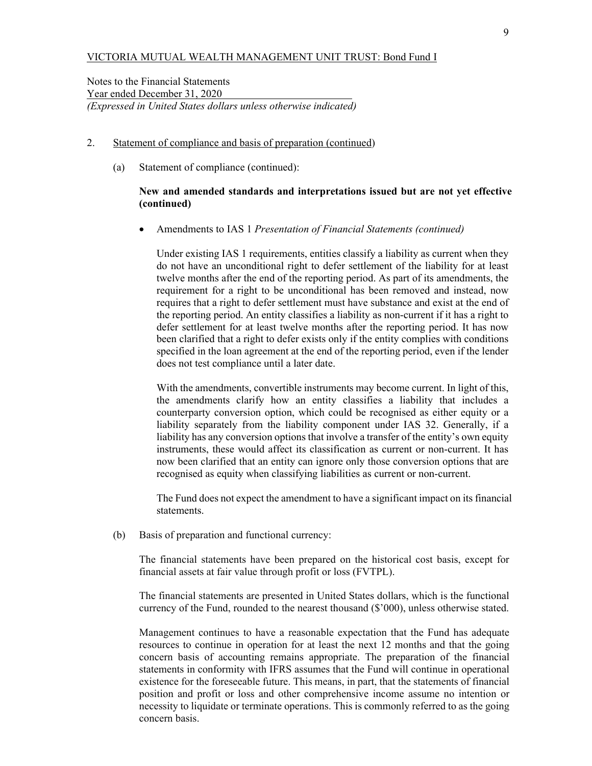VICTORIA MUTUAL WEALTH MANAGEMENT UNIT TRUST: Bond Fund I

Notes to the Financial Statements
Year ended December 31, 2020
*(Expressed in United States dollars unless otherwise indicated)*

2. Statement of compliance and basis of preparation (continued)

   (a) Statement of compliance (continued):

   **New and amended standards and interpretations issued but are not yet effective (continued)**

   - Amendments to IAS 1 *Presentation of Financial Statements (continued)*

     Under existing IAS 1 requirements, entities classify a liability as current when they do not have an unconditional right to defer settlement of the liability for at least twelve months after the end of the reporting period. As part of its amendments, the requirement for a right to be unconditional has been removed and instead, now requires that a right to defer settlement must have substance and exist at the end of the reporting period. An entity classifies a liability as non-current if it has a right to defer settlement for at least twelve months after the reporting period. It has now been clarified that a right to defer exists only if the entity complies with conditions specified in the loan agreement at the end of the reporting period, even if the lender does not test compliance until a later date.

     With the amendments, convertible instruments may become current. In light of this, the amendments clarify how an entity classifies a liability that includes a counterparty conversion option, which could be recognised as either equity or a liability separately from the liability component under IAS 32. Generally, if a liability has any conversion options that involve a transfer of the entity's own equity instruments, these would affect its classification as current or non-current. It has now been clarified that an entity can ignore only those conversion options that are recognised as equity when classifying liabilities as current or non-current.

     The Fund does not expect the amendment to have a significant impact on its financial statements.

   (b) Basis of preparation and functional currency:

   The financial statements have been prepared on the historical cost basis, except for financial assets at fair value through profit or loss (FVTPL).

   The financial statements are presented in United States dollars, which is the functional currency of the Fund, rounded to the nearest thousand ($'000), unless otherwise stated.

   Management continues to have a reasonable expectation that the Fund has adequate resources to continue in operation for at least the next 12 months and that the going concern basis of accounting remains appropriate. The preparation of the financial statements in conformity with IFRS assumes that the Fund will continue in operational existence for the foreseeable future. This means, in part, that the statements of financial position and profit or loss and other comprehensive income assume no intention or necessity to liquidate or terminate operations. This is commonly referred to as the going concern basis.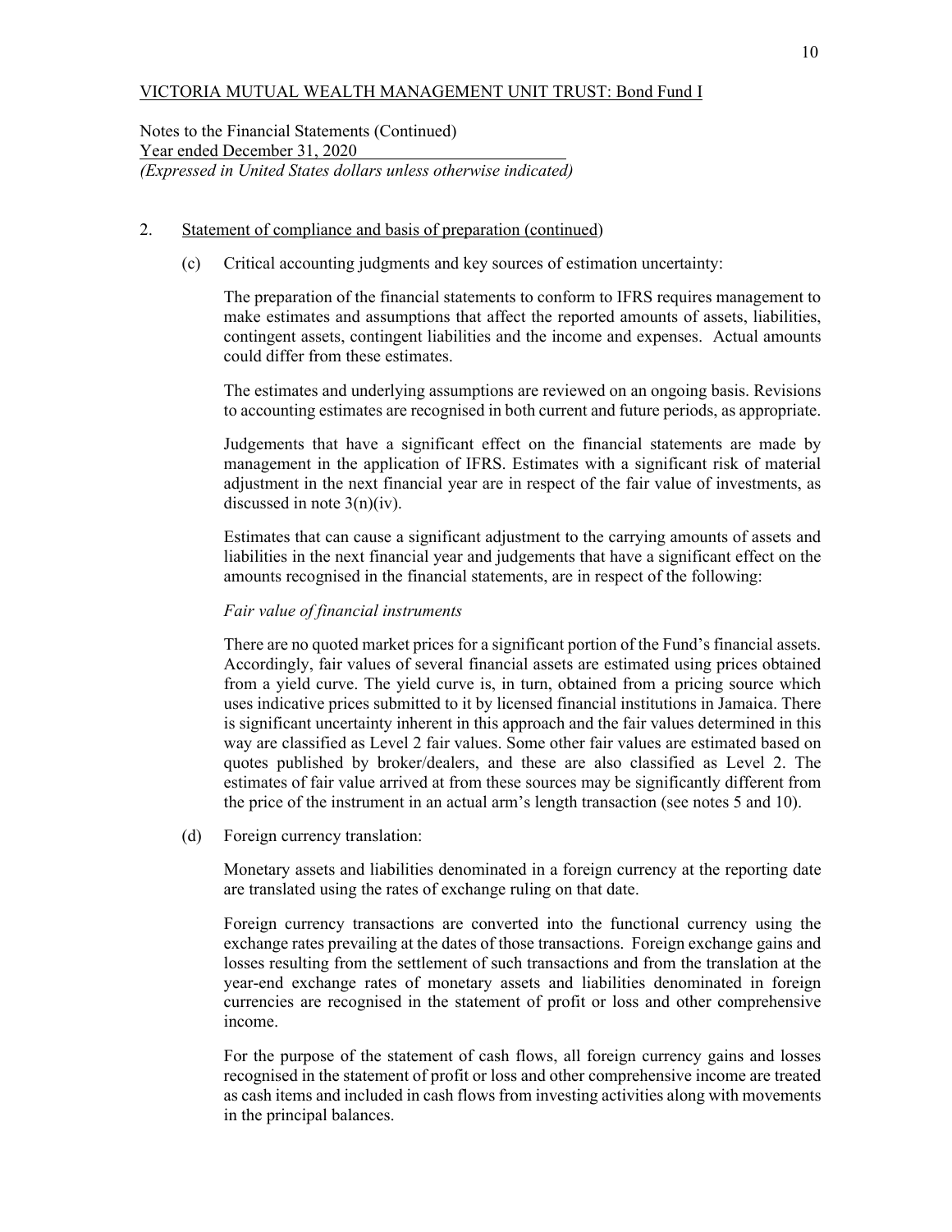VICTORIA MUTUAL WEALTH MANAGEMENT UNIT TRUST: Bond Fund I

Notes to the Financial Statements (Continued)
Year ended December 31, 2020
*(Expressed in United States dollars unless otherwise indicated)*

2. Statement of compliance and basis of preparation (continued)

   (c) Critical accounting judgments and key sources of estimation uncertainty:

   The preparation of the financial statements to conform to IFRS requires management to make estimates and assumptions that affect the reported amounts of assets, liabilities, contingent assets, contingent liabilities and the income and expenses. Actual amounts could differ from these estimates.

   The estimates and underlying assumptions are reviewed on an ongoing basis. Revisions to accounting estimates are recognised in both current and future periods, as appropriate.

   Judgements that have a significant effect on the financial statements are made by management in the application of IFRS. Estimates with a significant risk of material adjustment in the next financial year are in respect of the fair value of investments, as discussed in note 3(n)(iv).

   Estimates that can cause a significant adjustment to the carrying amounts of assets and liabilities in the next financial year and judgements that have a significant effect on the amounts recognised in the financial statements, are in respect of the following:

   *Fair value of financial instruments*

   There are no quoted market prices for a significant portion of the Fund's financial assets. Accordingly, fair values of several financial assets are estimated using prices obtained from a yield curve. The yield curve is, in turn, obtained from a pricing source which uses indicative prices submitted to it by licensed financial institutions in Jamaica. There is significant uncertainty inherent in this approach and the fair values determined in this way are classified as Level 2 fair values. Some other fair values are estimated based on quotes published by broker/dealers, and these are also classified as Level 2. The estimates of fair value arrived at from these sources may be significantly different from the price of the instrument in an actual arm's length transaction (see notes 5 and 10).

   (d) Foreign currency translation:

   Monetary assets and liabilities denominated in a foreign currency at the reporting date are translated using the rates of exchange ruling on that date.

   Foreign currency transactions are converted into the functional currency using the exchange rates prevailing at the dates of those transactions. Foreign exchange gains and losses resulting from the settlement of such transactions and from the translation at the year-end exchange rates of monetary assets and liabilities denominated in foreign currencies are recognised in the statement of profit or loss and other comprehensive income.

   For the purpose of the statement of cash flows, all foreign currency gains and losses recognised in the statement of profit or loss and other comprehensive income are treated as cash items and included in cash flows from investing activities along with movements in the principal balances.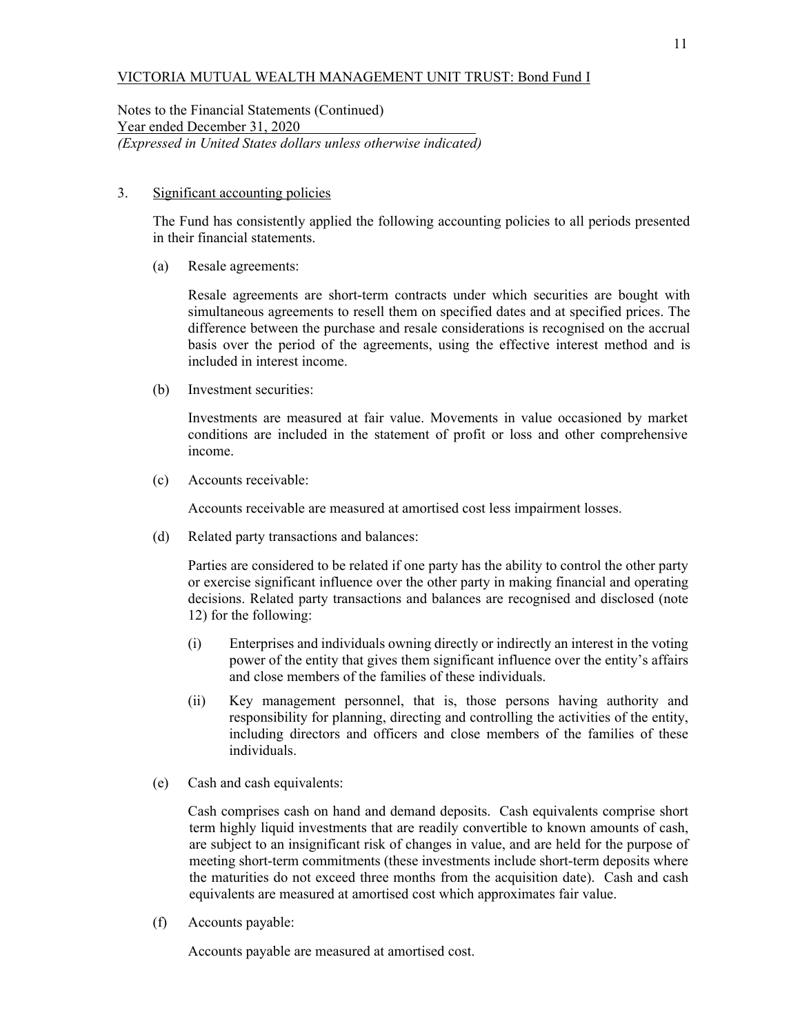VICTORIA MUTUAL WEALTH MANAGEMENT UNIT TRUST: Bond Fund I

Notes to the Financial Statements (Continued)
Year ended December 31, 2020
*(Expressed in United States dollars unless otherwise indicated)*

3. Significant accounting policies

The Fund has consistently applied the following accounting policies to all periods presented in their financial statements.

(a) Resale agreements:

Resale agreements are short-term contracts under which securities are bought with simultaneous agreements to resell them on specified dates and at specified prices. The difference between the purchase and resale considerations is recognised on the accrual basis over the period of the agreements, using the effective interest method and is included in interest income.

(b) Investment securities:

Investments are measured at fair value. Movements in value occasioned by market conditions are included in the statement of profit or loss and other comprehensive income.

(c) Accounts receivable:

Accounts receivable are measured at amortised cost less impairment losses.

(d) Related party transactions and balances:

Parties are considered to be related if one party has the ability to control the other party or exercise significant influence over the other party in making financial and operating decisions. Related party transactions and balances are recognised and disclosed (note 12) for the following:

(i) Enterprises and individuals owning directly or indirectly an interest in the voting power of the entity that gives them significant influence over the entity's affairs and close members of the families of these individuals.

(ii) Key management personnel, that is, those persons having authority and responsibility for planning, directing and controlling the activities of the entity, including directors and officers and close members of the families of these individuals.

(e) Cash and cash equivalents:

Cash comprises cash on hand and demand deposits. Cash equivalents comprise short term highly liquid investments that are readily convertible to known amounts of cash, are subject to an insignificant risk of changes in value, and are held for the purpose of meeting short-term commitments (these investments include short-term deposits where the maturities do not exceed three months from the acquisition date). Cash and cash equivalents are measured at amortised cost which approximates fair value.

(f) Accounts payable:

Accounts payable are measured at amortised cost.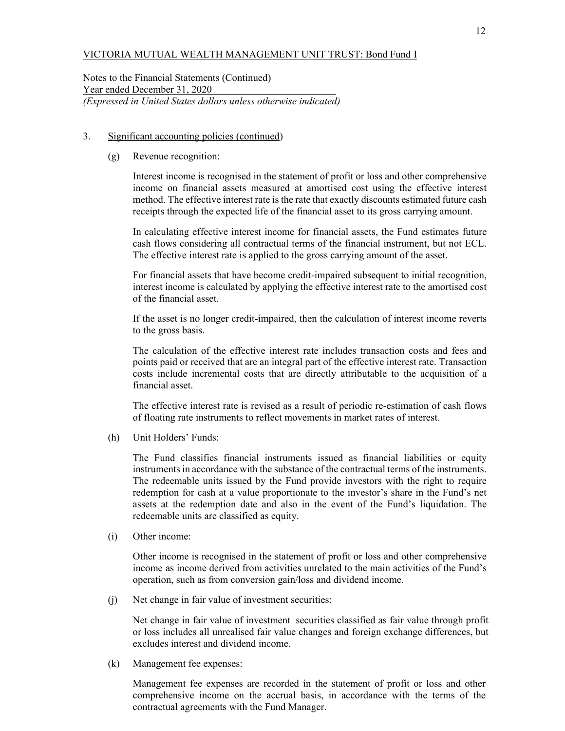VICTORIA MUTUAL WEALTH MANAGEMENT UNIT TRUST: Bond Fund I

Notes to the Financial Statements (Continued)
Year ended December 31, 2020
*(Expressed in United States dollars unless otherwise indicated)*

3. Significant accounting policies (continued)

(g) Revenue recognition:

Interest income is recognised in the statement of profit or loss and other comprehensive income on financial assets measured at amortised cost using the effective interest method. The effective interest rate is the rate that exactly discounts estimated future cash receipts through the expected life of the financial asset to its gross carrying amount.

In calculating effective interest income for financial assets, the Fund estimates future cash flows considering all contractual terms of the financial instrument, but not ECL. The effective interest rate is applied to the gross carrying amount of the asset.

For financial assets that have become credit-impaired subsequent to initial recognition, interest income is calculated by applying the effective interest rate to the amortised cost of the financial asset.

If the asset is no longer credit-impaired, then the calculation of interest income reverts to the gross basis.

The calculation of the effective interest rate includes transaction costs and fees and points paid or received that are an integral part of the effective interest rate. Transaction costs include incremental costs that are directly attributable to the acquisition of a financial asset.

The effective interest rate is revised as a result of periodic re-estimation of cash flows of floating rate instruments to reflect movements in market rates of interest.

(h) Unit Holders' Funds:

The Fund classifies financial instruments issued as financial liabilities or equity instruments in accordance with the substance of the contractual terms of the instruments. The redeemable units issued by the Fund provide investors with the right to require redemption for cash at a value proportionate to the investor's share in the Fund's net assets at the redemption date and also in the event of the Fund's liquidation. The redeemable units are classified as equity.

(i) Other income:

Other income is recognised in the statement of profit or loss and other comprehensive income as income derived from activities unrelated to the main activities of the Fund's operation, such as from conversion gain/loss and dividend income.

(j) Net change in fair value of investment securities:

Net change in fair value of investment securities classified as fair value through profit or loss includes all unrealised fair value changes and foreign exchange differences, but excludes interest and dividend income.

(k) Management fee expenses:

Management fee expenses are recorded in the statement of profit or loss and other comprehensive income on the accrual basis, in accordance with the terms of the contractual agreements with the Fund Manager.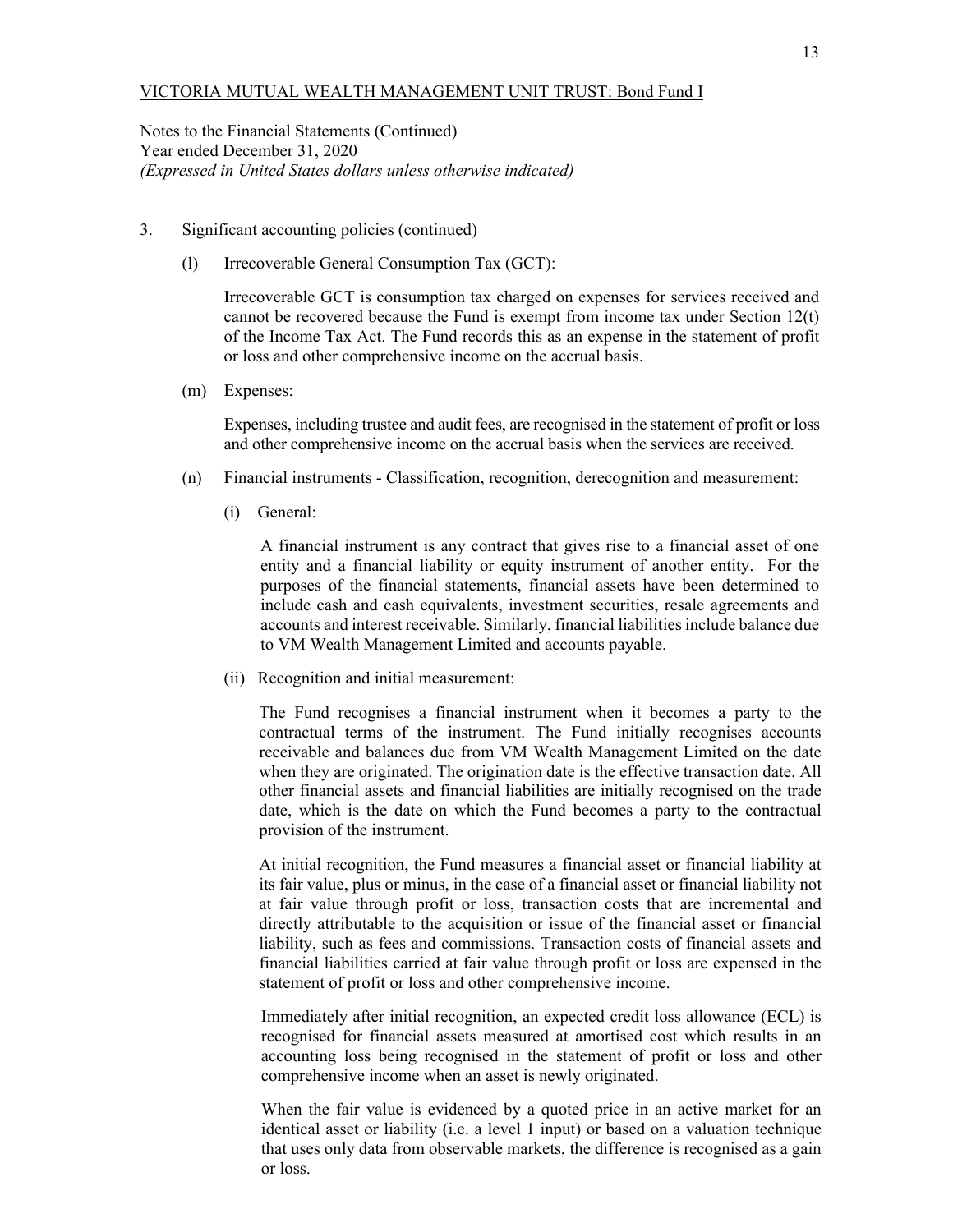VICTORIA MUTUAL WEALTH MANAGEMENT UNIT TRUST: Bond Fund I

Notes to the Financial Statements (Continued)
Year ended December 31, 2020
*(Expressed in United States dollars unless otherwise indicated)*

3. Significant accounting policies (continued)

(l) Irrecoverable General Consumption Tax (GCT):

Irrecoverable GCT is consumption tax charged on expenses for services received and cannot be recovered because the Fund is exempt from income tax under Section 12(t) of the Income Tax Act. The Fund records this as an expense in the statement of profit or loss and other comprehensive income on the accrual basis.

(m) Expenses:

Expenses, including trustee and audit fees, are recognised in the statement of profit or loss and other comprehensive income on the accrual basis when the services are received.

(n) Financial instruments - Classification, recognition, derecognition and measurement:

(i) General:

A financial instrument is any contract that gives rise to a financial asset of one entity and a financial liability or equity instrument of another entity. For the purposes of the financial statements, financial assets have been determined to include cash and cash equivalents, investment securities, resale agreements and accounts and interest receivable. Similarly, financial liabilities include balance due to VM Wealth Management Limited and accounts payable.

(ii) Recognition and initial measurement:

The Fund recognises a financial instrument when it becomes a party to the contractual terms of the instrument. The Fund initially recognises accounts receivable and balances due from VM Wealth Management Limited on the date when they are originated. The origination date is the effective transaction date. All other financial assets and financial liabilities are initially recognised on the trade date, which is the date on which the Fund becomes a party to the contractual provision of the instrument.

At initial recognition, the Fund measures a financial asset or financial liability at its fair value, plus or minus, in the case of a financial asset or financial liability not at fair value through profit or loss, transaction costs that are incremental and directly attributable to the acquisition or issue of the financial asset or financial liability, such as fees and commissions. Transaction costs of financial assets and financial liabilities carried at fair value through profit or loss are expensed in the statement of profit or loss and other comprehensive income.

Immediately after initial recognition, an expected credit loss allowance (ECL) is recognised for financial assets measured at amortised cost which results in an accounting loss being recognised in the statement of profit or loss and other comprehensive income when an asset is newly originated.

When the fair value is evidenced by a quoted price in an active market for an identical asset or liability (i.e. a level 1 input) or based on a valuation technique that uses only data from observable markets, the difference is recognised as a gain or loss.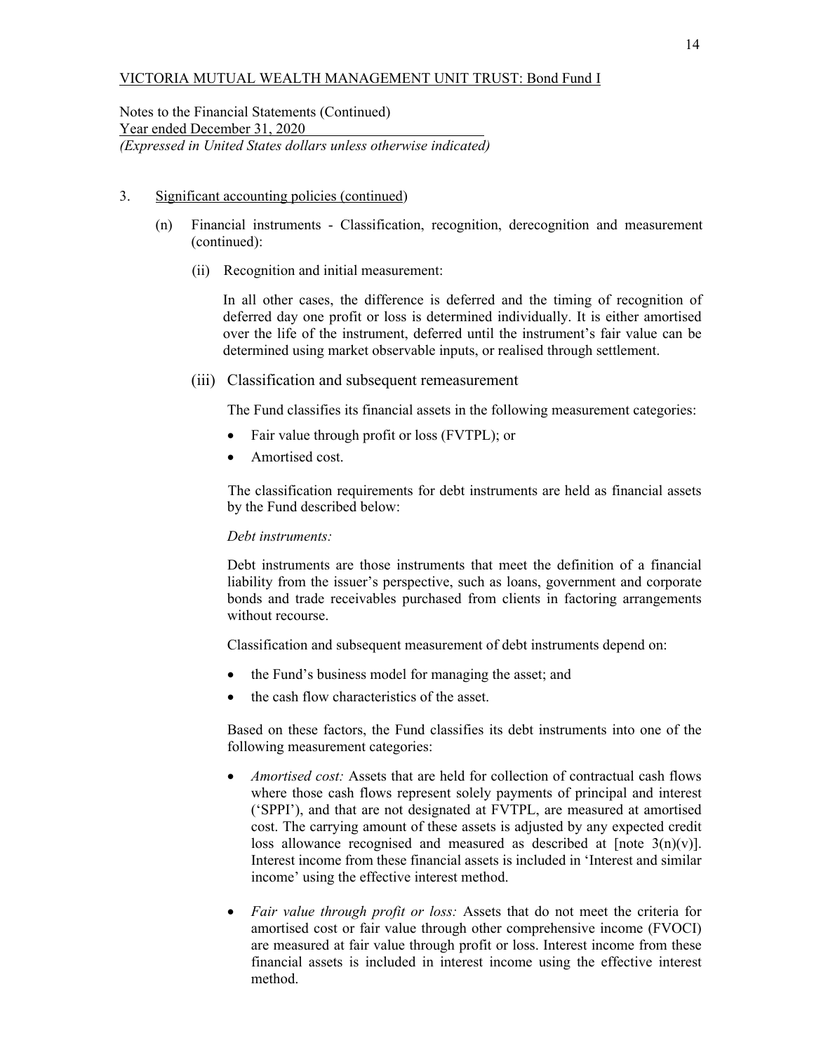VICTORIA MUTUAL WEALTH MANAGEMENT UNIT TRUST: Bond Fund I

Notes to the Financial Statements (Continued)
Year ended December 31, 2020
*(Expressed in United States dollars unless otherwise indicated)*

3. Significant accounting policies (continued)

(n) Financial instruments - Classification, recognition, derecognition and measurement (continued):

(ii) Recognition and initial measurement:

In all other cases, the difference is deferred and the timing of recognition of deferred day one profit or loss is determined individually. It is either amortised over the life of the instrument, deferred until the instrument's fair value can be determined using market observable inputs, or realised through settlement.

(iii) Classification and subsequent remeasurement

The Fund classifies its financial assets in the following measurement categories:

- Fair value through profit or loss (FVTPL); or
- Amortised cost.

The classification requirements for debt instruments are held as financial assets by the Fund described below:

*Debt instruments:*

Debt instruments are those instruments that meet the definition of a financial liability from the issuer's perspective, such as loans, government and corporate bonds and trade receivables purchased from clients in factoring arrangements without recourse.

Classification and subsequent measurement of debt instruments depend on:

- the Fund's business model for managing the asset; and
- the cash flow characteristics of the asset.

Based on these factors, the Fund classifies its debt instruments into one of the following measurement categories:

- *Amortised cost:* Assets that are held for collection of contractual cash flows where those cash flows represent solely payments of principal and interest ('SPPI'), and that are not designated at FVTPL, are measured at amortised cost. The carrying amount of these assets is adjusted by any expected credit loss allowance recognised and measured as described at [note 3(n)(v)]. Interest income from these financial assets is included in 'Interest and similar income' using the effective interest method.

- *Fair value through profit or loss:* Assets that do not meet the criteria for amortised cost or fair value through other comprehensive income (FVOCI) are measured at fair value through profit or loss. Interest income from these financial assets is included in interest income using the effective interest method.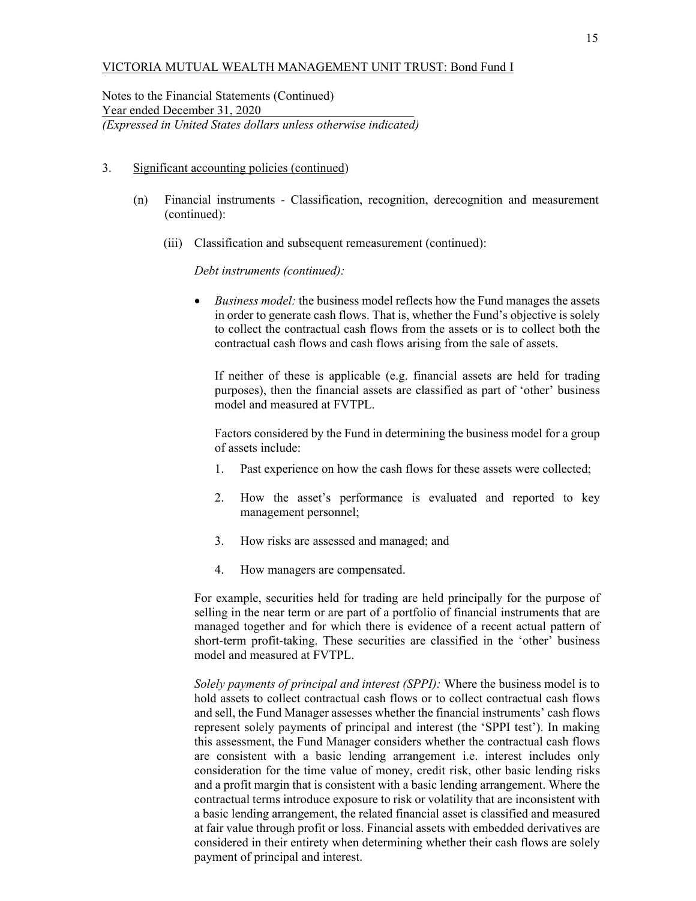VICTORIA MUTUAL WEALTH MANAGEMENT UNIT TRUST: Bond Fund I

Notes to the Financial Statements (Continued)
Year ended December 31, 2020
*(Expressed in United States dollars unless otherwise indicated)*

3. Significant accounting policies (continued)

(n) Financial instruments - Classification, recognition, derecognition and measurement (continued):

(iii) Classification and subsequent remeasurement (continued):

*Debt instruments (continued):*

- *Business model:* the business model reflects how the Fund manages the assets in order to generate cash flows. That is, whether the Fund's objective is solely to collect the contractual cash flows from the assets or is to collect both the contractual cash flows and cash flows arising from the sale of assets.

  If neither of these is applicable (e.g. financial assets are held for trading purposes), then the financial assets are classified as part of 'other' business model and measured at FVTPL.

  Factors considered by the Fund in determining the business model for a group of assets include:

  1. Past experience on how the cash flows for these assets were collected;
  2. How the asset's performance is evaluated and reported to key management personnel;
  3. How risks are assessed and managed; and
  4. How managers are compensated.

For example, securities held for trading are held principally for the purpose of selling in the near term or are part of a portfolio of financial instruments that are managed together and for which there is evidence of a recent actual pattern of short-term profit-taking. These securities are classified in the 'other' business model and measured at FVTPL.

*Solely payments of principal and interest (SPPI):* Where the business model is to hold assets to collect contractual cash flows or to collect contractual cash flows and sell, the Fund Manager assesses whether the financial instruments' cash flows represent solely payments of principal and interest (the 'SPPI test'). In making this assessment, the Fund Manager considers whether the contractual cash flows are consistent with a basic lending arrangement i.e. interest includes only consideration for the time value of money, credit risk, other basic lending risks and a profit margin that is consistent with a basic lending arrangement. Where the contractual terms introduce exposure to risk or volatility that are inconsistent with a basic lending arrangement, the related financial asset is classified and measured at fair value through profit or loss. Financial assets with embedded derivatives are considered in their entirety when determining whether their cash flows are solely payment of principal and interest.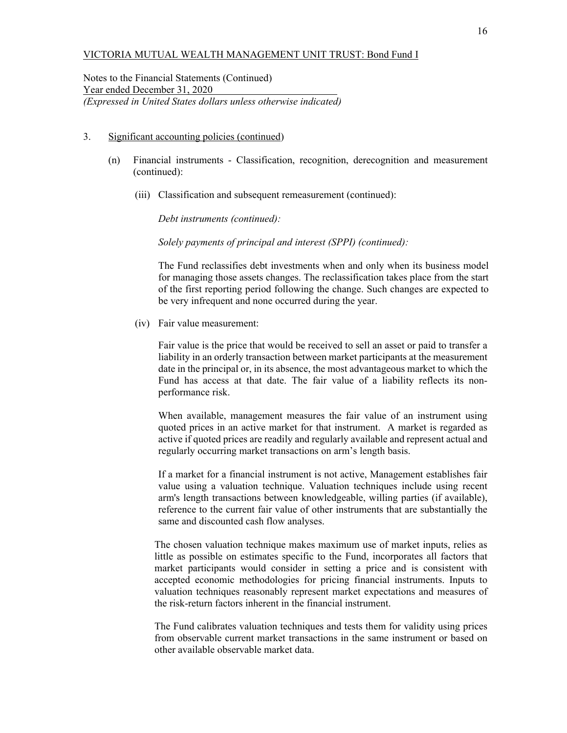VICTORIA MUTUAL WEALTH MANAGEMENT UNIT TRUST: Bond Fund I

Notes to the Financial Statements (Continued)
Year ended December 31, 2020
*(Expressed in United States dollars unless otherwise indicated)*

3. Significant accounting policies (continued)

(n) Financial instruments - Classification, recognition, derecognition and measurement (continued):

(iii) Classification and subsequent remeasurement (continued):

*Debt instruments (continued):*

*Solely payments of principal and interest (SPPI) (continued):*

The Fund reclassifies debt investments when and only when its business model for managing those assets changes. The reclassification takes place from the start of the first reporting period following the change. Such changes are expected to be very infrequent and none occurred during the year.

(iv) Fair value measurement:

Fair value is the price that would be received to sell an asset or paid to transfer a liability in an orderly transaction between market participants at the measurement date in the principal or, in its absence, the most advantageous market to which the Fund has access at that date. The fair value of a liability reflects its non-performance risk.

When available, management measures the fair value of an instrument using quoted prices in an active market for that instrument. A market is regarded as active if quoted prices are readily and regularly available and represent actual and regularly occurring market transactions on arm's length basis.

If a market for a financial instrument is not active, Management establishes fair value using a valuation technique. Valuation techniques include using recent arm's length transactions between knowledgeable, willing parties (if available), reference to the current fair value of other instruments that are substantially the same and discounted cash flow analyses.

The chosen valuation technique makes maximum use of market inputs, relies as little as possible on estimates specific to the Fund, incorporates all factors that market participants would consider in setting a price and is consistent with accepted economic methodologies for pricing financial instruments. Inputs to valuation techniques reasonably represent market expectations and measures of the risk-return factors inherent in the financial instrument.

The Fund calibrates valuation techniques and tests them for validity using prices from observable current market transactions in the same instrument or based on other available observable market data.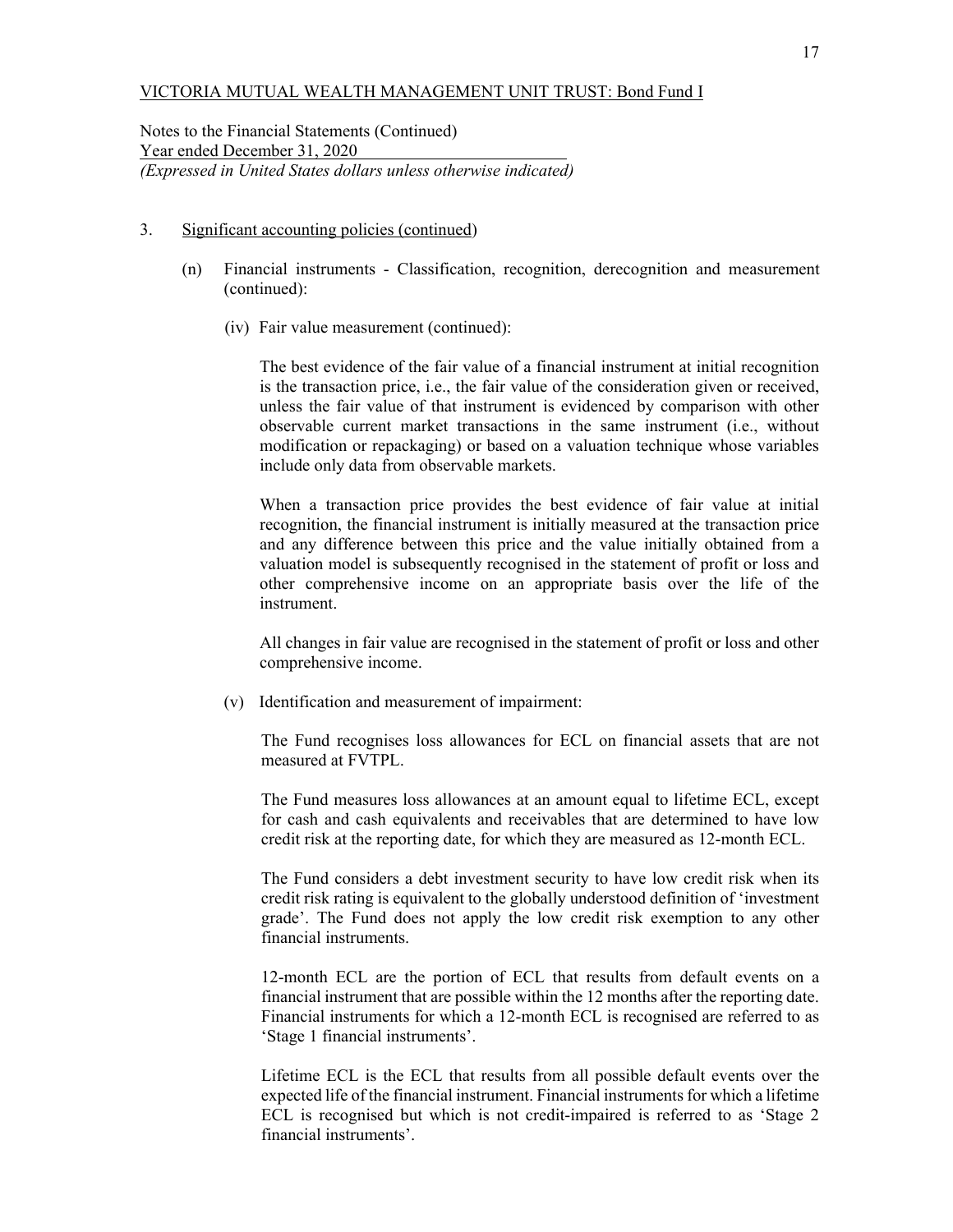VICTORIA MUTUAL WEALTH MANAGEMENT UNIT TRUST: Bond Fund I

Notes to the Financial Statements (Continued)
Year ended December 31, 2020
*(Expressed in United States dollars unless otherwise indicated)*

3. Significant accounting policies (continued)

(n) Financial instruments - Classification, recognition, derecognition and measurement (continued):

(iv) Fair value measurement (continued):

The best evidence of the fair value of a financial instrument at initial recognition is the transaction price, i.e., the fair value of the consideration given or received, unless the fair value of that instrument is evidenced by comparison with other observable current market transactions in the same instrument (i.e., without modification or repackaging) or based on a valuation technique whose variables include only data from observable markets.

When a transaction price provides the best evidence of fair value at initial recognition, the financial instrument is initially measured at the transaction price and any difference between this price and the value initially obtained from a valuation model is subsequently recognised in the statement of profit or loss and other comprehensive income on an appropriate basis over the life of the instrument.

All changes in fair value are recognised in the statement of profit or loss and other comprehensive income.

(v) Identification and measurement of impairment:

The Fund recognises loss allowances for ECL on financial assets that are not measured at FVTPL.

The Fund measures loss allowances at an amount equal to lifetime ECL, except for cash and cash equivalents and receivables that are determined to have low credit risk at the reporting date, for which they are measured as 12-month ECL.

The Fund considers a debt investment security to have low credit risk when its credit risk rating is equivalent to the globally understood definition of 'investment grade'. The Fund does not apply the low credit risk exemption to any other financial instruments.

12-month ECL are the portion of ECL that results from default events on a financial instrument that are possible within the 12 months after the reporting date. Financial instruments for which a 12-month ECL is recognised are referred to as 'Stage 1 financial instruments'.

Lifetime ECL is the ECL that results from all possible default events over the expected life of the financial instrument. Financial instruments for which a lifetime ECL is recognised but which is not credit-impaired is referred to as 'Stage 2 financial instruments'.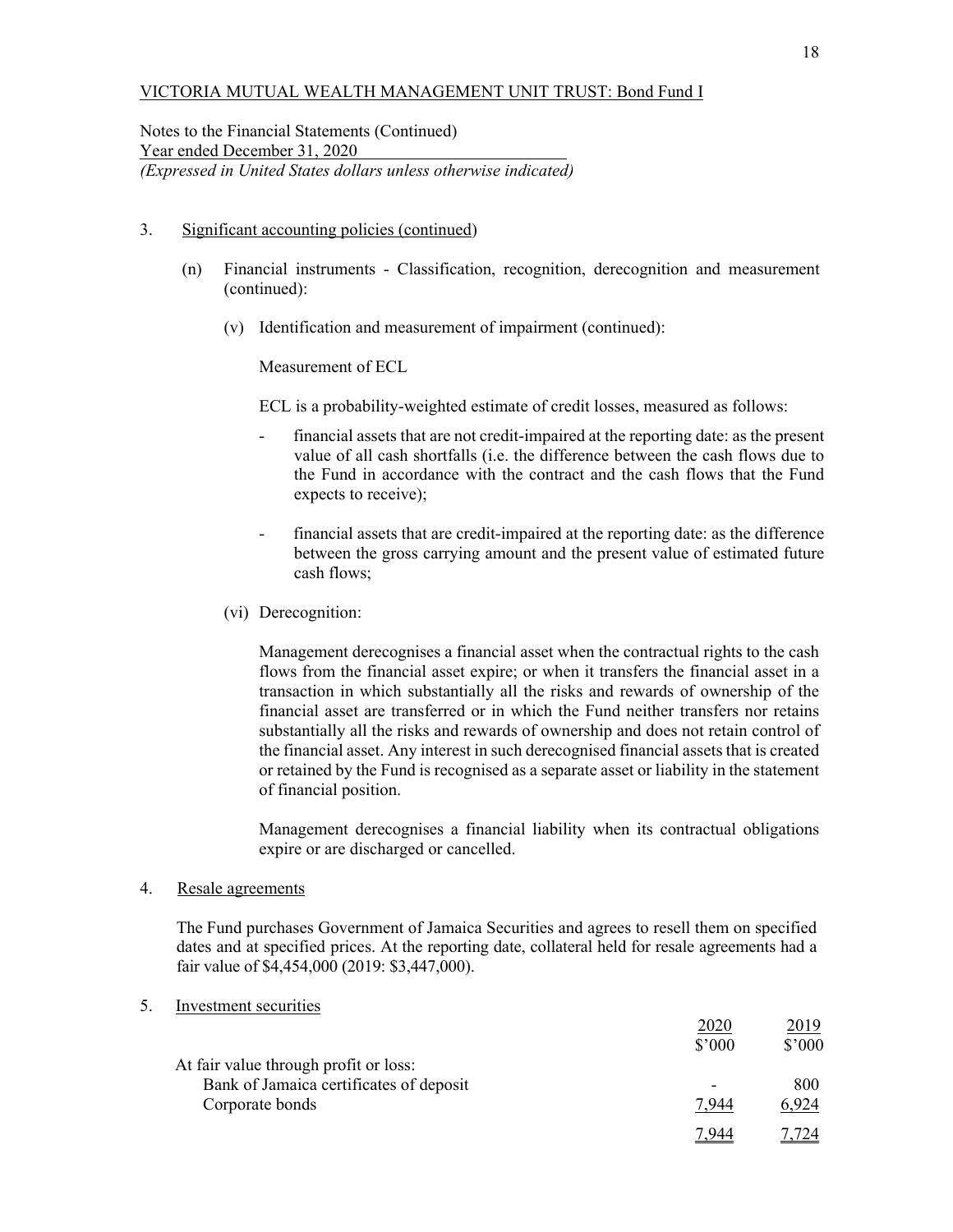VICTORIA MUTUAL WEALTH MANAGEMENT UNIT TRUST: Bond Fund I

Notes to the Financial Statements (Continued)
Year ended December 31, 2020
*(Expressed in United States dollars unless otherwise indicated)*

3. Significant accounting policies (continued)

(n) Financial instruments - Classification, recognition, derecognition and measurement (continued):

(v) Identification and measurement of impairment (continued):

Measurement of ECL

ECL is a probability-weighted estimate of credit losses, measured as follows:

- financial assets that are not credit-impaired at the reporting date: as the present value of all cash shortfalls (i.e. the difference between the cash flows due to the Fund in accordance with the contract and the cash flows that the Fund expects to receive);

- financial assets that are credit-impaired at the reporting date: as the difference between the gross carrying amount and the present value of estimated future cash flows;

(vi) Derecognition:

Management derecognises a financial asset when the contractual rights to the cash flows from the financial asset expire; or when it transfers the financial asset in a transaction in which substantially all the risks and rewards of ownership of the financial asset are transferred or in which the Fund neither transfers nor retains substantially all the risks and rewards of ownership and does not retain control of the financial asset. Any interest in such derecognised financial assets that is created or retained by the Fund is recognised as a separate asset or liability in the statement of financial position.

Management derecognises a financial liability when its contractual obligations expire or are discharged or cancelled.

4. Resale agreements

The Fund purchases Government of Jamaica Securities and agrees to resell them on specified dates and at specified prices. At the reporting date, collateral held for resale agreements had a fair value of $4,454,000 (2019: $3,447,000).

5. Investment securities

| | 2020 | 2019 |
|---|---|---|
| | $'000 | $'000 |
| At fair value through profit or loss: | | |
| Bank of Jamaica certificates of deposit | - | 800 |
| Corporate bonds | 7,944 | 6,924 |
| | 7,944 | 7,724 |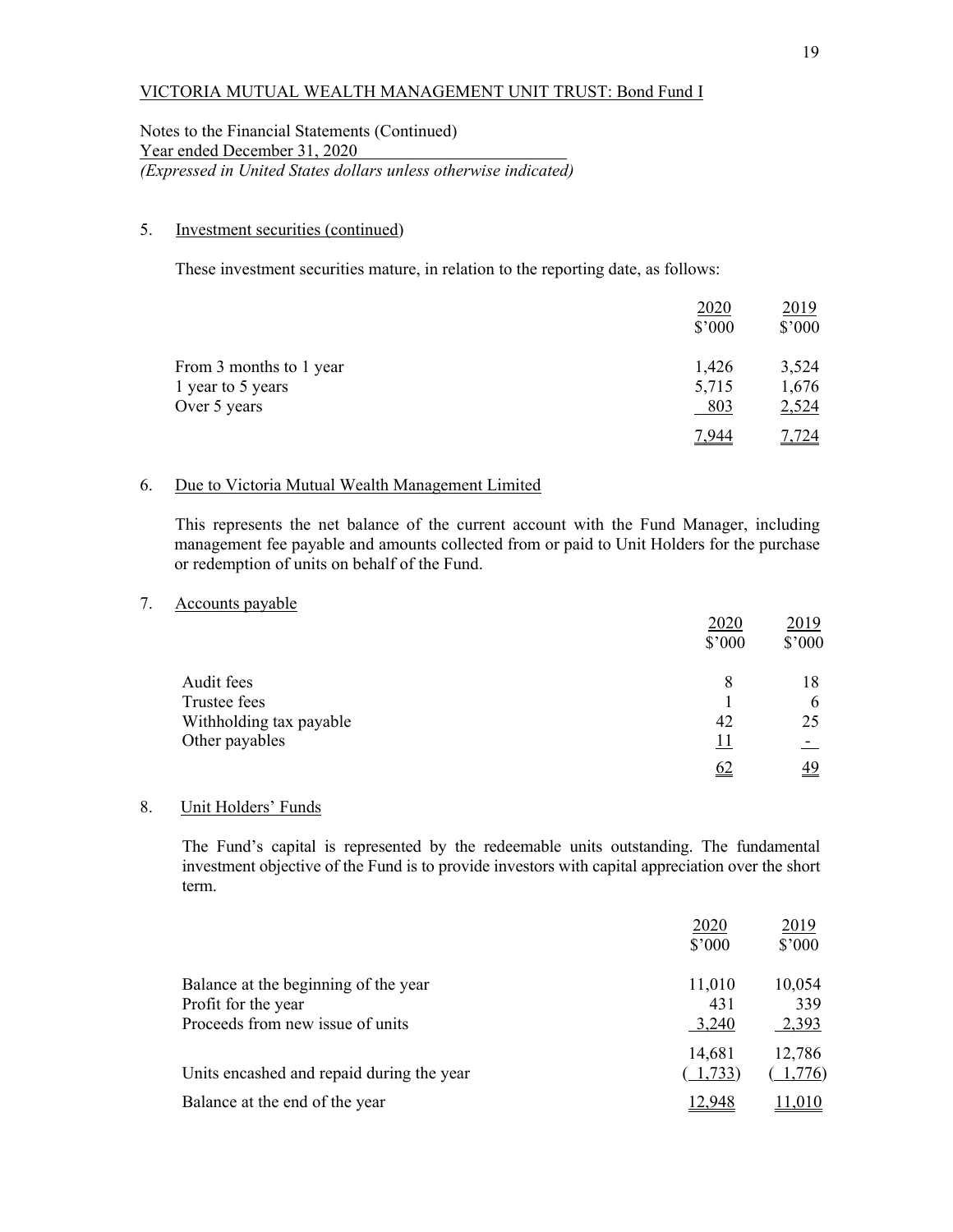VICTORIA MUTUAL WEALTH MANAGEMENT UNIT TRUST: Bond Fund I

Notes to the Financial Statements (Continued)
Year ended December 31, 2020
*(Expressed in United States dollars unless otherwise indicated)*

## 5. Investment securities (continued)

These investment securities mature, in relation to the reporting date, as follows:

| | 2020<br>$'000 | 2019<br>$'000 |
|---|---|---|
| From 3 months to 1 year | 1,426 | 3,524 |
| 1 year to 5 years | 5,715 | 1,676 |
| Over 5 years | 803 | 2,524 |
| | 7,944 | 7,724 |

## 6. Due to Victoria Mutual Wealth Management Limited

This represents the net balance of the current account with the Fund Manager, including management fee payable and amounts collected from or paid to Unit Holders for the purchase or redemption of units on behalf of the Fund.

## 7. Accounts payable

| | 2020<br>$'000 | 2019<br>$'000 |
|---|---|---|
| Audit fees | 8 | 18 |
| Trustee fees | 1 | 6 |
| Withholding tax payable | 42 | 25 |
| Other payables | 11 | - |
| | 62 | 49 |

## 8. Unit Holders' Funds

The Fund's capital is represented by the redeemable units outstanding. The fundamental investment objective of the Fund is to provide investors with capital appreciation over the short term.

| | 2020<br>$'000 | 2019<br>$'000 |
|---|---|---|
| Balance at the beginning of the year | 11,010 | 10,054 |
| Profit for the year | 431 | 339 |
| Proceeds from new issue of units | 3,240 | 2,393 |
| | 14,681 | 12,786 |
| Units encashed and repaid during the year | ( 1,733) | ( 1,776) |
| Balance at the end of the year | 12,948 | 11,010 |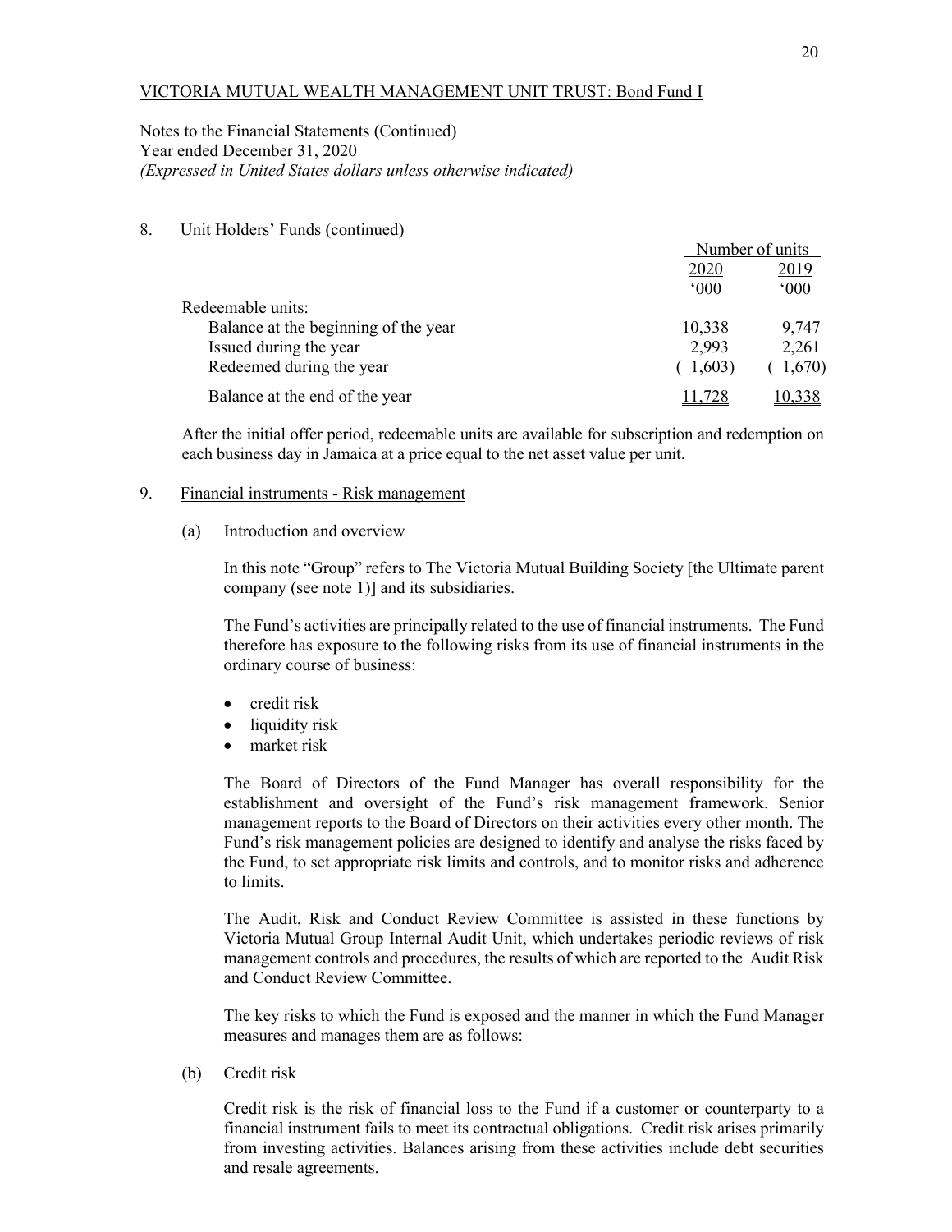VICTORIA MUTUAL WEALTH MANAGEMENT UNIT TRUST: Bond Fund I

Notes to the Financial Statements (Continued)
Year ended December 31, 2020
*(Expressed in United States dollars unless otherwise indicated)*

8. Unit Holders' Funds (continued)

| | Number of units | |
|---|---|---|
| | 2020 | 2019 |
| | '000 | '000 |
| Redeemable units: | | |
| Balance at the beginning of the year | 10,338 | 9,747 |
| Issued during the year | 2,993 | 2,261 |
| Redeemed during the year | ( 1,603) | ( 1,670) |
| Balance at the end of the year | 11,728 | 10,338 |

After the initial offer period, redeemable units are available for subscription and redemption on each business day in Jamaica at a price equal to the net asset value per unit.

9. Financial instruments - Risk management

(a) Introduction and overview

In this note "Group" refers to The Victoria Mutual Building Society [the Ultimate parent company (see note 1)] and its subsidiaries.

The Fund's activities are principally related to the use of financial instruments. The Fund therefore has exposure to the following risks from its use of financial instruments in the ordinary course of business:

- credit risk
- liquidity risk
- market risk

The Board of Directors of the Fund Manager has overall responsibility for the establishment and oversight of the Fund's risk management framework. Senior management reports to the Board of Directors on their activities every other month. The Fund's risk management policies are designed to identify and analyse the risks faced by the Fund, to set appropriate risk limits and controls, and to monitor risks and adherence to limits.

The Audit, Risk and Conduct Review Committee is assisted in these functions by Victoria Mutual Group Internal Audit Unit, which undertakes periodic reviews of risk management controls and procedures, the results of which are reported to the Audit Risk and Conduct Review Committee.

The key risks to which the Fund is exposed and the manner in which the Fund Manager measures and manages them are as follows:

(b) Credit risk

Credit risk is the risk of financial loss to the Fund if a customer or counterparty to a financial instrument fails to meet its contractual obligations. Credit risk arises primarily from investing activities. Balances arising from these activities include debt securities and resale agreements.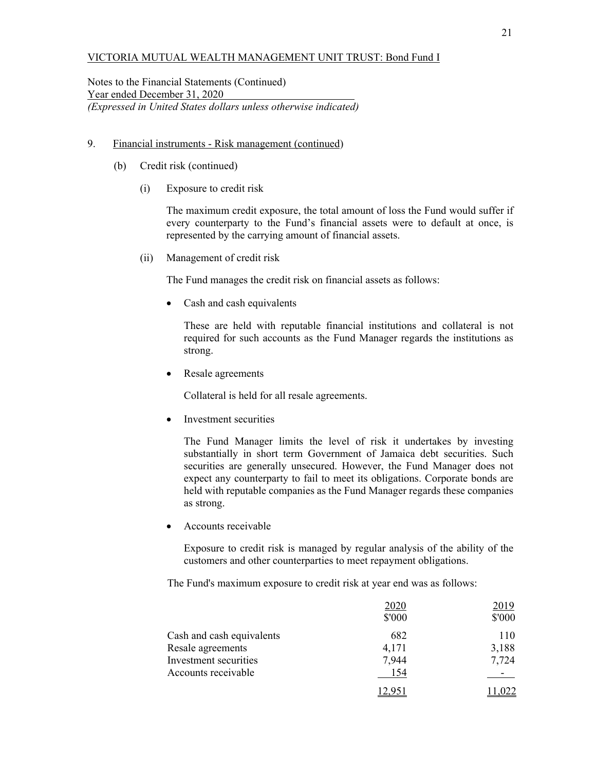VICTORIA MUTUAL WEALTH MANAGEMENT UNIT TRUST: Bond Fund I

Notes to the Financial Statements (Continued)
Year ended December 31, 2020
*(Expressed in United States dollars unless otherwise indicated)*

9. Financial instruments - Risk management (continued)

(b) Credit risk (continued)

(i) Exposure to credit risk

The maximum credit exposure, the total amount of loss the Fund would suffer if every counterparty to the Fund's financial assets were to default at once, is represented by the carrying amount of financial assets.

(ii) Management of credit risk

The Fund manages the credit risk on financial assets as follows:

- Cash and cash equivalents

  These are held with reputable financial institutions and collateral is not required for such accounts as the Fund Manager regards the institutions as strong.

- Resale agreements

  Collateral is held for all resale agreements.

- Investment securities

  The Fund Manager limits the level of risk it undertakes by investing substantially in short term Government of Jamaica debt securities. Such securities are generally unsecured. However, the Fund Manager does not expect any counterparty to fail to meet its obligations. Corporate bonds are held with reputable companies as the Fund Manager regards these companies as strong.

- Accounts receivable

  Exposure to credit risk is managed by regular analysis of the ability of the customers and other counterparties to meet repayment obligations.

The Fund's maximum exposure to credit risk at year end was as follows:

| | 2020<br>$'000 | 2019<br>$'000 |
|---|---|---|
| Cash and cash equivalents | 682 | 110 |
| Resale agreements | 4,171 | 3,188 |
| Investment securities | 7,944 | 7,724 |
| Accounts receivable | 154 | - |
| | 12,951 | 11,022 |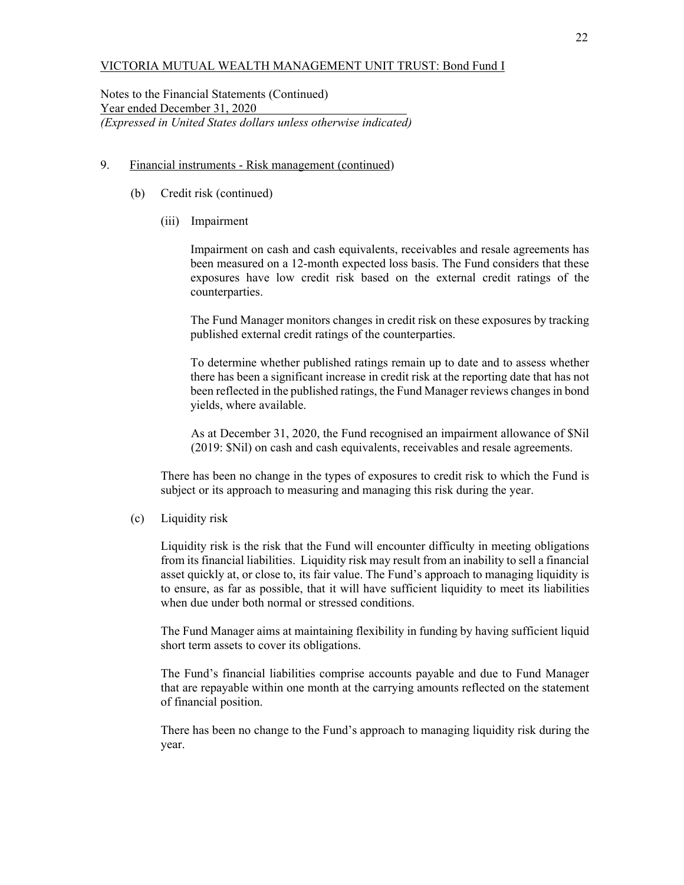VICTORIA MUTUAL WEALTH MANAGEMENT UNIT TRUST: Bond Fund I

Notes to the Financial Statements (Continued)
Year ended December 31, 2020
*(Expressed in United States dollars unless otherwise indicated)*

9. Financial instruments - Risk management (continued)

   (b) Credit risk (continued)

      (iii) Impairment

      Impairment on cash and cash equivalents, receivables and resale agreements has been measured on a 12-month expected loss basis. The Fund considers that these exposures have low credit risk based on the external credit ratings of the counterparties.

      The Fund Manager monitors changes in credit risk on these exposures by tracking published external credit ratings of the counterparties.

      To determine whether published ratings remain up to date and to assess whether there has been a significant increase in credit risk at the reporting date that has not been reflected in the published ratings, the Fund Manager reviews changes in bond yields, where available.

      As at December 31, 2020, the Fund recognised an impairment allowance of $Nil (2019: $Nil) on cash and cash equivalents, receivables and resale agreements.

   There has been no change in the types of exposures to credit risk to which the Fund is subject or its approach to measuring and managing this risk during the year.

   (c) Liquidity risk

   Liquidity risk is the risk that the Fund will encounter difficulty in meeting obligations from its financial liabilities. Liquidity risk may result from an inability to sell a financial asset quickly at, or close to, its fair value. The Fund's approach to managing liquidity is to ensure, as far as possible, that it will have sufficient liquidity to meet its liabilities when due under both normal or stressed conditions.

   The Fund Manager aims at maintaining flexibility in funding by having sufficient liquid short term assets to cover its obligations.

   The Fund's financial liabilities comprise accounts payable and due to Fund Manager that are repayable within one month at the carrying amounts reflected on the statement of financial position.

   There has been no change to the Fund's approach to managing liquidity risk during the year.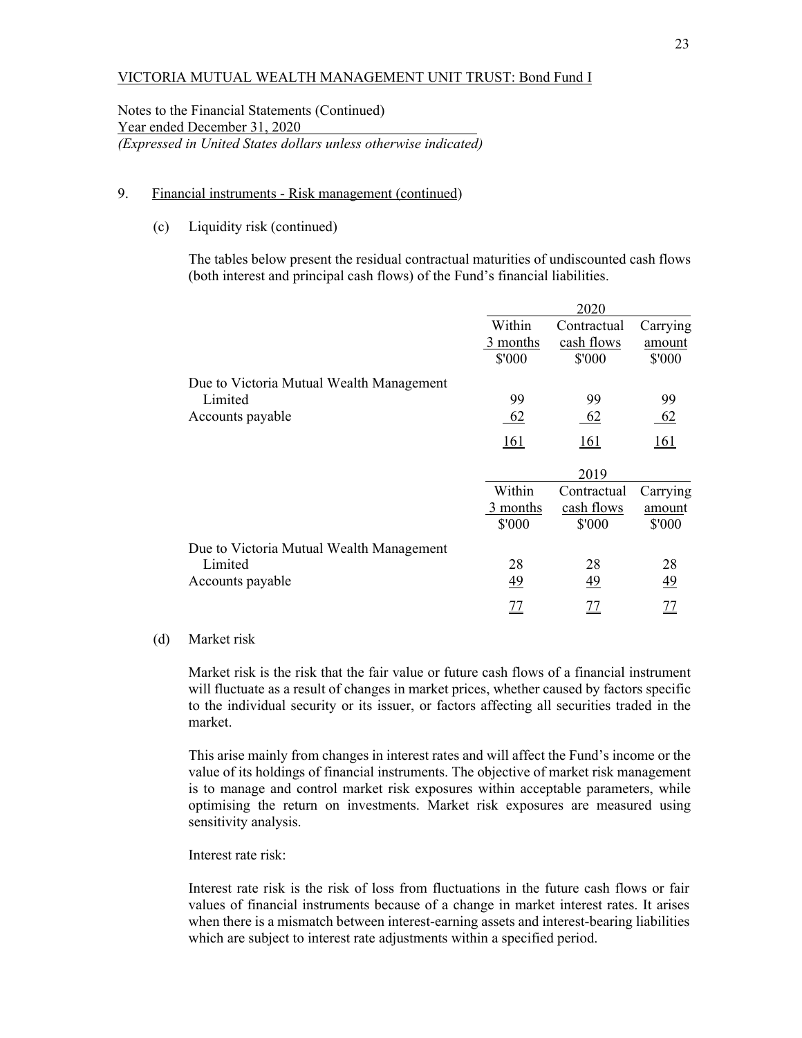VICTORIA MUTUAL WEALTH MANAGEMENT UNIT TRUST: Bond Fund I

Notes to the Financial Statements (Continued)
Year ended December 31, 2020
*(Expressed in United States dollars unless otherwise indicated)*

9. Financial instruments - Risk management (continued)

(c) Liquidity risk (continued)

The tables below present the residual contractual maturities of undiscounted cash flows (both interest and principal cash flows) of the Fund's financial liabilities.

| | 2020 | | |
|---|---|---|---|
| | Within 3 months $'000 | Contractual cash flows $'000 | Carrying amount $'000 |
| Due to Victoria Mutual Wealth Management Limited | 99 | 99 | 99 |
| Accounts payable | 62 | 62 | 62 |
| | 161 | 161 | 161 |

| | 2019 | | |
|---|---|---|---|
| | Within 3 months $'000 | Contractual cash flows $'000 | Carrying amount $'000 |
| Due to Victoria Mutual Wealth Management Limited | 28 | 28 | 28 |
| Accounts payable | 49 | 49 | 49 |
| | 77 | 77 | 77 |

(d) Market risk

Market risk is the risk that the fair value or future cash flows of a financial instrument will fluctuate as a result of changes in market prices, whether caused by factors specific to the individual security or its issuer, or factors affecting all securities traded in the market.

This arise mainly from changes in interest rates and will affect the Fund's income or the value of its holdings of financial instruments. The objective of market risk management is to manage and control market risk exposures within acceptable parameters, while optimising the return on investments. Market risk exposures are measured using sensitivity analysis.

Interest rate risk:

Interest rate risk is the risk of loss from fluctuations in the future cash flows or fair values of financial instruments because of a change in market interest rates. It arises when there is a mismatch between interest-earning assets and interest-bearing liabilities which are subject to interest rate adjustments within a specified period.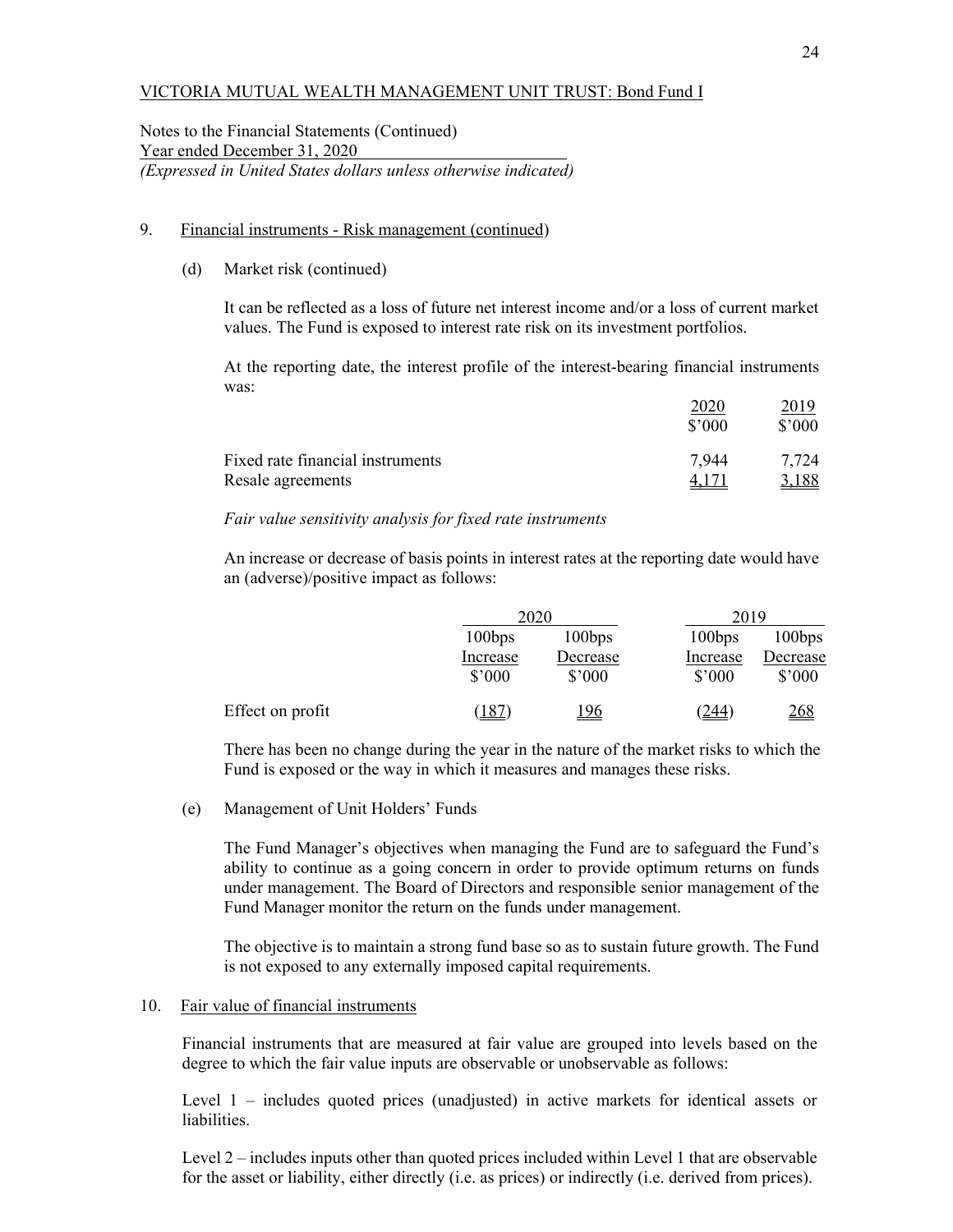VICTORIA MUTUAL WEALTH MANAGEMENT UNIT TRUST: Bond Fund I

Notes to the Financial Statements (Continued)
Year ended December 31, 2020
*(Expressed in United States dollars unless otherwise indicated)*

9. Financial instruments - Risk management (continued)

(d) Market risk (continued)

It can be reflected as a loss of future net interest income and/or a loss of current market values. The Fund is exposed to interest rate risk on its investment portfolios.

At the reporting date, the interest profile of the interest-bearing financial instruments was:

| | 2020<br>$'000 | 2019<br>$'000 |
|---|---|---|
| Fixed rate financial instruments | 7,944 | 7,724 |
| Resale agreements | 4,171 | 3,188 |

*Fair value sensitivity analysis for fixed rate instruments*

An increase or decrease of basis points in interest rates at the reporting date would have an (adverse)/positive impact as follows:

| | 2020 | | 2019 | |
|---|---|---|---|---|
| | 100bps<br>Increase<br>$'000 | 100bps<br>Decrease<br>$'000 | 100bps<br>Increase<br>$'000 | 100bps<br>Decrease<br>$'000 |
| Effect on profit | (187) | 196 | (244) | 268 |

There has been no change during the year in the nature of the market risks to which the Fund is exposed or the way in which it measures and manages these risks.

(e) Management of Unit Holders' Funds

The Fund Manager's objectives when managing the Fund are to safeguard the Fund's ability to continue as a going concern in order to provide optimum returns on funds under management. The Board of Directors and responsible senior management of the Fund Manager monitor the return on the funds under management.

The objective is to maintain a strong fund base so as to sustain future growth. The Fund is not exposed to any externally imposed capital requirements.

10. Fair value of financial instruments

Financial instruments that are measured at fair value are grouped into levels based on the degree to which the fair value inputs are observable or unobservable as follows:

Level 1 – includes quoted prices (unadjusted) in active markets for identical assets or liabilities.

Level 2 – includes inputs other than quoted prices included within Level 1 that are observable for the asset or liability, either directly (i.e. as prices) or indirectly (i.e. derived from prices).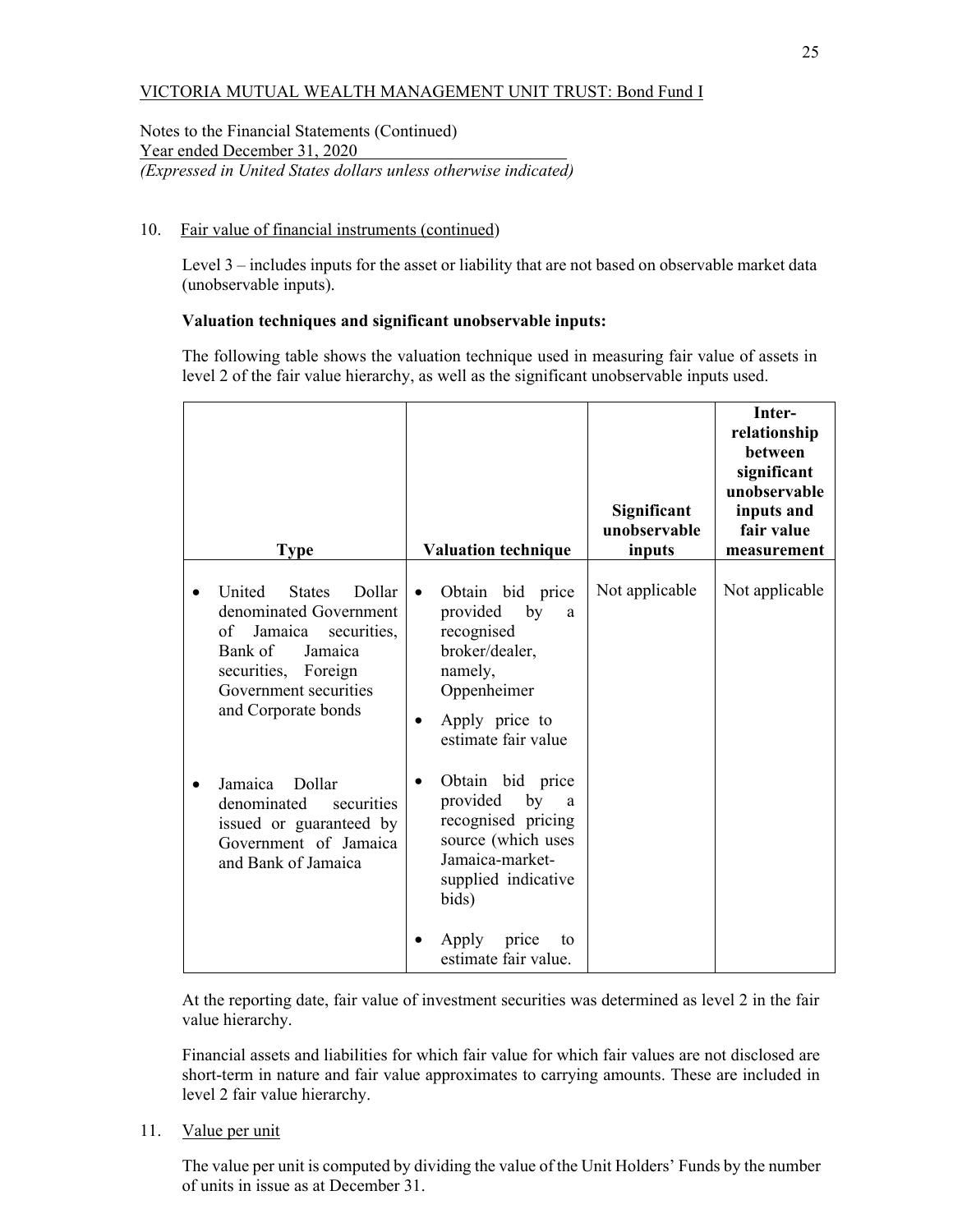VICTORIA MUTUAL WEALTH MANAGEMENT UNIT TRUST: Bond Fund I

Notes to the Financial Statements (Continued)
Year ended December 31, 2020
*(Expressed in United States dollars unless otherwise indicated)*

10. Fair value of financial instruments (continued)

Level 3 – includes inputs for the asset or liability that are not based on observable market data (unobservable inputs).

**Valuation techniques and significant unobservable inputs:**

The following table shows the valuation technique used in measuring fair value of assets in level 2 of the fair value hierarchy, as well as the significant unobservable inputs used.

| Type | Valuation technique | Significant unobservable inputs | Inter-relationship between significant unobservable inputs and fair value measurement |
|---|---|---|---|
| • United States Dollar denominated Government of Jamaica securities, Bank of Jamaica securities, Foreign Government securities and Corporate bonds | • Obtain bid price provided by a recognised broker/dealer, namely, Oppenheimer<br>• Apply price to estimate fair value | Not applicable | Not applicable |
| • Jamaica Dollar denominated securities issued or guaranteed by Government of Jamaica and Bank of Jamaica | • Obtain bid price provided by a recognised pricing source (which uses Jamaica-market-supplied indicative bids)<br>• Apply price to estimate fair value. | | |

At the reporting date, fair value of investment securities was determined as level 2 in the fair value hierarchy.

Financial assets and liabilities for which fair value for which fair values are not disclosed are short-term in nature and fair value approximates to carrying amounts. These are included in level 2 fair value hierarchy.

11. Value per unit

The value per unit is computed by dividing the value of the Unit Holders' Funds by the number of units in issue as at December 31.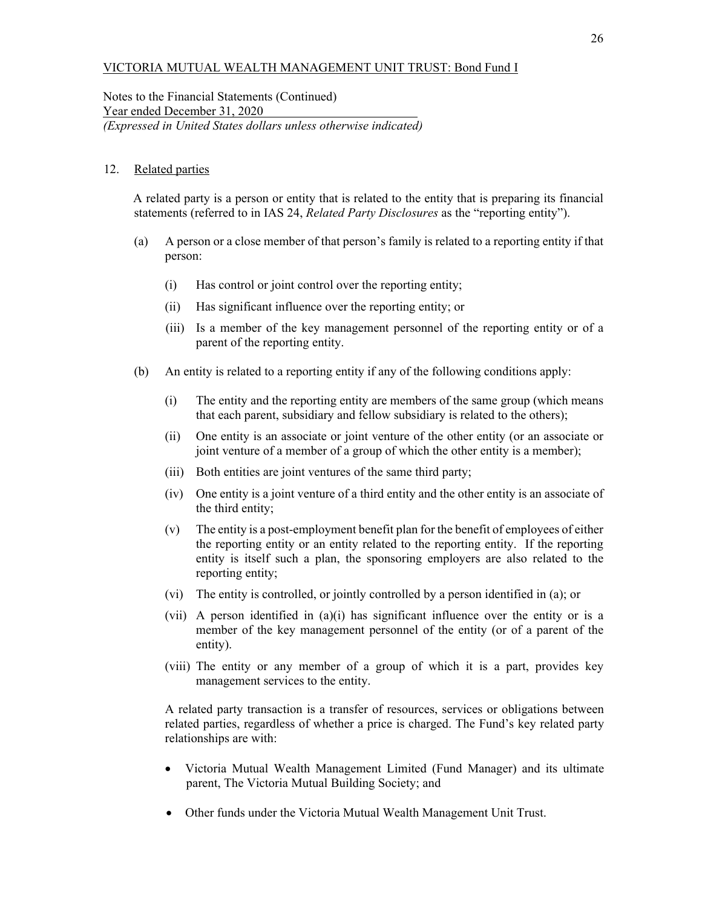VICTORIA MUTUAL WEALTH MANAGEMENT UNIT TRUST: Bond Fund I

Notes to the Financial Statements (Continued)
Year ended December 31, 2020
*(Expressed in United States dollars unless otherwise indicated)*

12. Related parties

A related party is a person or entity that is related to the entity that is preparing its financial statements (referred to in IAS 24, *Related Party Disclosures* as the "reporting entity").

(a) A person or a close member of that person's family is related to a reporting entity if that person:

(i) Has control or joint control over the reporting entity;

(ii) Has significant influence over the reporting entity; or

(iii) Is a member of the key management personnel of the reporting entity or of a parent of the reporting entity.

(b) An entity is related to a reporting entity if any of the following conditions apply:

(i) The entity and the reporting entity are members of the same group (which means that each parent, subsidiary and fellow subsidiary is related to the others);

(ii) One entity is an associate or joint venture of the other entity (or an associate or joint venture of a member of a group of which the other entity is a member);

(iii) Both entities are joint ventures of the same third party;

(iv) One entity is a joint venture of a third entity and the other entity is an associate of the third entity;

(v) The entity is a post-employment benefit plan for the benefit of employees of either the reporting entity or an entity related to the reporting entity. If the reporting entity is itself such a plan, the sponsoring employers are also related to the reporting entity;

(vi) The entity is controlled, or jointly controlled by a person identified in (a); or

(vii) A person identified in (a)(i) has significant influence over the entity or is a member of the key management personnel of the entity (or of a parent of the entity).

(viii) The entity or any member of a group of which it is a part, provides key management services to the entity.

A related party transaction is a transfer of resources, services or obligations between related parties, regardless of whether a price is charged. The Fund's key related party relationships are with:

- Victoria Mutual Wealth Management Limited (Fund Manager) and its ultimate parent, The Victoria Mutual Building Society; and
- Other funds under the Victoria Mutual Wealth Management Unit Trust.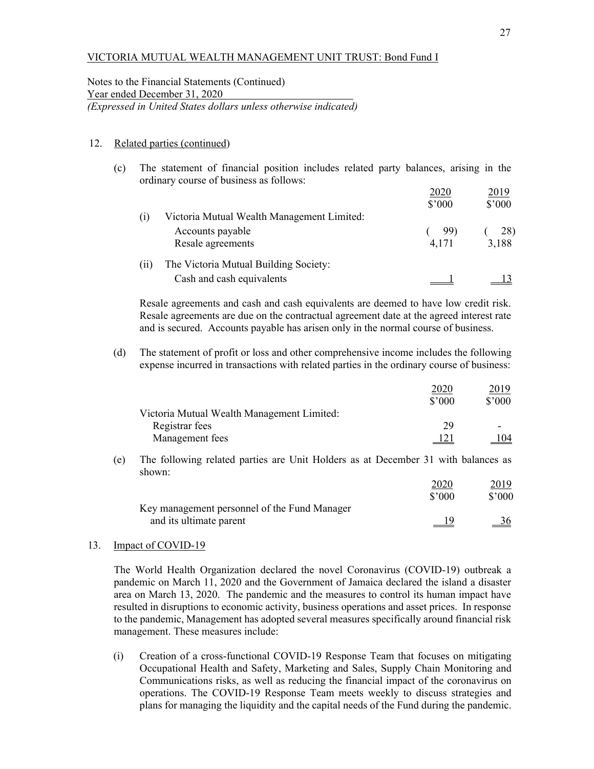VICTORIA MUTUAL WEALTH MANAGEMENT UNIT TRUST: Bond Fund I

Notes to the Financial Statements (Continued)
Year ended December 31, 2020
*(Expressed in United States dollars unless otherwise indicated)*

12. Related parties (continued)

(c) The statement of financial position includes related party balances, arising in the ordinary course of business as follows:

| | 2020 $'000 | 2019 $'000 |
|---|---|---|
| (i) Victoria Mutual Wealth Management Limited: | | |
| Accounts payable | ( 99) | ( 28) |
| Resale agreements | 4,171 | 3,188 |
| (ii) The Victoria Mutual Building Society: | | |
| Cash and cash equivalents | 1 | 13 |

Resale agreements and cash and cash equivalents are deemed to have low credit risk. Resale agreements are due on the contractual agreement date at the agreed interest rate and is secured. Accounts payable has arisen only in the normal course of business.

(d) The statement of profit or loss and other comprehensive income includes the following expense incurred in transactions with related parties in the ordinary course of business:

| | 2020 $'000 | 2019 $'000 |
|---|---|---|
| Victoria Mutual Wealth Management Limited: | | |
| Registrar fees | 29 | - |
| Management fees | 121 | 104 |

(e) The following related parties are Unit Holders as at December 31 with balances as shown:

| | 2020 $'000 | 2019 $'000 |
|---|---|---|
| Key management personnel of the Fund Manager and its ultimate parent | 19 | 36 |

13. Impact of COVID-19

The World Health Organization declared the novel Coronavirus (COVID-19) outbreak a pandemic on March 11, 2020 and the Government of Jamaica declared the island a disaster area on March 13, 2020. The pandemic and the measures to control its human impact have resulted in disruptions to economic activity, business operations and asset prices. In response to the pandemic, Management has adopted several measures specifically around financial risk management. These measures include:

(i) Creation of a cross-functional COVID-19 Response Team that focuses on mitigating Occupational Health and Safety, Marketing and Sales, Supply Chain Monitoring and Communications risks, as well as reducing the financial impact of the coronavirus on operations. The COVID-19 Response Team meets weekly to discuss strategies and plans for managing the liquidity and the capital needs of the Fund during the pandemic.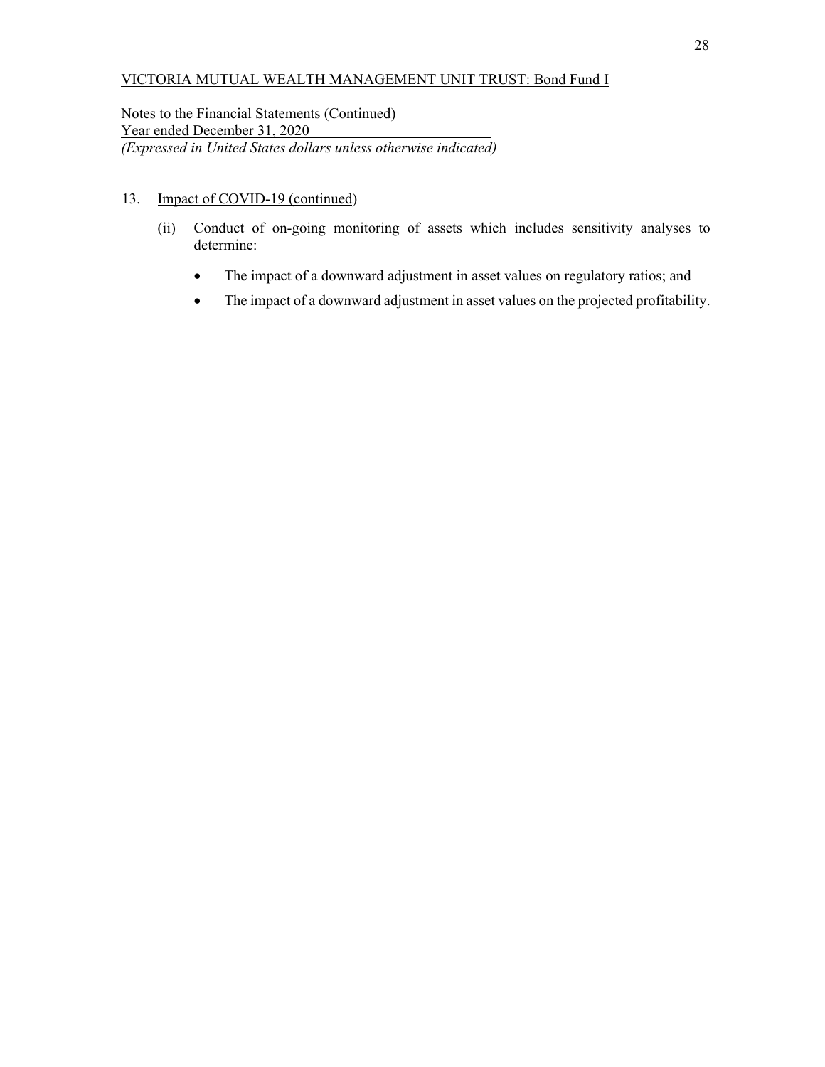13. Impact of COVID-19 (continued)

(ii) Conduct of on-going monitoring of assets which includes sensitivity analyses to determine:

- The impact of a downward adjustment in asset values on regulatory ratios; and
- The impact of a downward adjustment in asset values on the projected profitability.